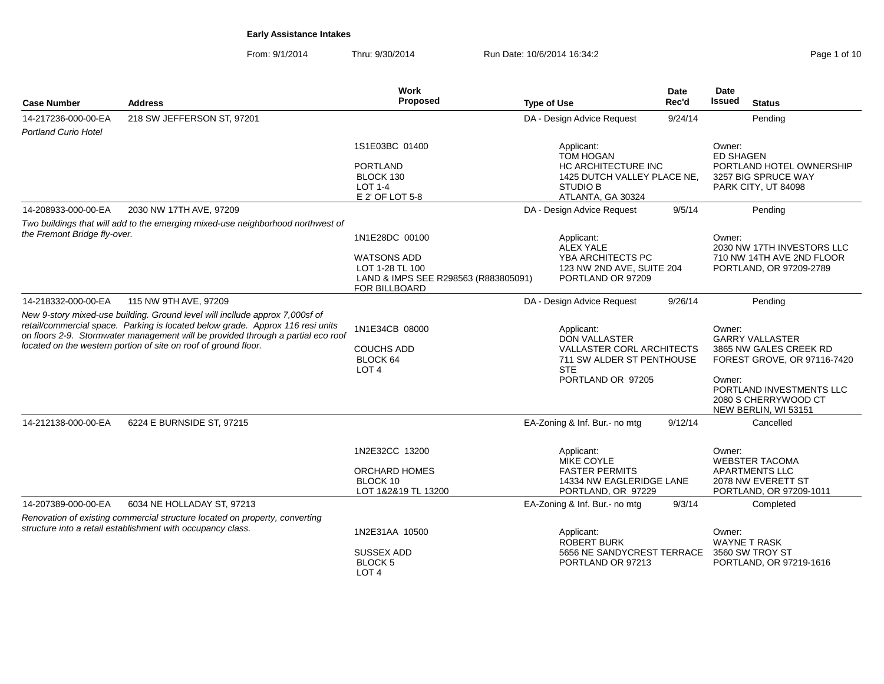# Early Assistance Intakes

From: 9/1/2014 Thru: 9/30/2014 Run Date: 10/6/2014 16:34:2

| Case Number | Address | Work Proposed | Type of Use | Date Rec'd | Date Issued | Status |
|---|---|---|---|---|---|---|
| 14-217236-000-00-EA | 218 SW JEFFERSON ST, 97201 | | DA - Design Advice Request | 9/24/14 | | Pending |
| *Portland Curio Hotel* | | 1S1E03BC 01400<br><br>PORTLAND<br>BLOCK 130<br>LOT 1-4<br>E 2' OF LOT 5-8 | Applicant:<br>TOM HOGAN<br>HC ARCHITECTURE INC<br>1425 DUTCH VALLEY PLACE NE, STUDIO B<br>ATLANTA, GA 30324 | | Owner:<br>ED SHAGEN<br>PORTLAND HOTEL OWNERSHIP<br>3257 BIG SPRUCE WAY<br>PARK CITY, UT 84098 | |
| 14-208933-000-00-EA | 2030 NW 17TH AVE, 97209 | | DA - Design Advice Request | 9/5/14 | | Pending |
| *Two buildings that will add to the emerging mixed-use neighborhood northwest of the Fremont Bridge fly-over.* | | 1N1E28DC 00100<br><br>WATSONS ADD<br>LOT 1-28 TL 100<br>LAND & IMPS SEE R298563 (R883805091) FOR BILLBOARD | Applicant:<br>ALEX YALE<br>YBA ARCHITECTS PC<br>123 NW 2ND AVE, SUITE 204<br>PORTLAND OR 97209 | | Owner:<br>2030 NW 17TH INVESTORS LLC<br>710 NW 14TH AVE 2ND FLOOR<br>PORTLAND, OR 97209-2789 | |
| 14-218332-000-00-EA | 115 NW 9TH AVE, 97209 | | DA - Design Advice Request | 9/26/14 | | Pending |
| *New 9-story mixed-use building. Ground level will incllude approx 7,000sf of retail/commercial space. Parking is located below grade. Approx 116 resi units on floors 2-9. Stormwater management will be provided through a partial eco roof located on the western portion of site on roof of ground floor.* | | 1N1E34CB 08000<br><br>COUCHS ADD<br>BLOCK 64<br>LOT 4 | Applicant:<br>DON VALLASTER<br>VALLASTER CORL ARCHITECTS<br>711 SW ALDER ST PENTHOUSE STE<br>PORTLAND OR 97205 | | Owner:<br>GARRY VALLASTER<br>3865 NW GALES CREEK RD<br>FOREST GROVE, OR 97116-7420<br><br>Owner:<br>PORTLAND INVESTMENTS LLC<br>2080 S CHERRYWOOD CT<br>NEW BERLIN, WI 53151 | |
| 14-212138-000-00-EA | 6224 E BURNSIDE ST, 97215 | | EA-Zoning & Inf. Bur.- no mtg | 9/12/14 | | Cancelled |
| | | 1N2E32CC 13200<br><br>ORCHARD HOMES<br>BLOCK 10<br>LOT 1&2&19 TL 13200 | Applicant:<br>MIKE COYLE<br>FASTER PERMITS<br>14334 NW EAGLERIDGE LANE<br>PORTLAND, OR 97229 | | Owner:<br>WEBSTER TACOMA APARTMENTS LLC<br>2078 NW EVERETT ST<br>PORTLAND, OR 97209-1011 | |
| 14-207389-000-00-EA | 6034 NE HOLLADAY ST, 97213 | | EA-Zoning & Inf. Bur.- no mtg | 9/3/14 | | Completed |
| *Renovation of existing commercial structure located on property, converting structure into a retail establishment with occupancy class.* | | 1N2E31AA 10500<br><br>SUSSEX ADD<br>BLOCK 5<br>LOT 4 | Applicant:<br>ROBERT BURK<br>5656 NE SANDYCREST TERRACE<br>PORTLAND OR 97213 | | Owner:<br>WAYNE T RASK<br>3560 SW TROY ST<br>PORTLAND, OR 97219-1616 | |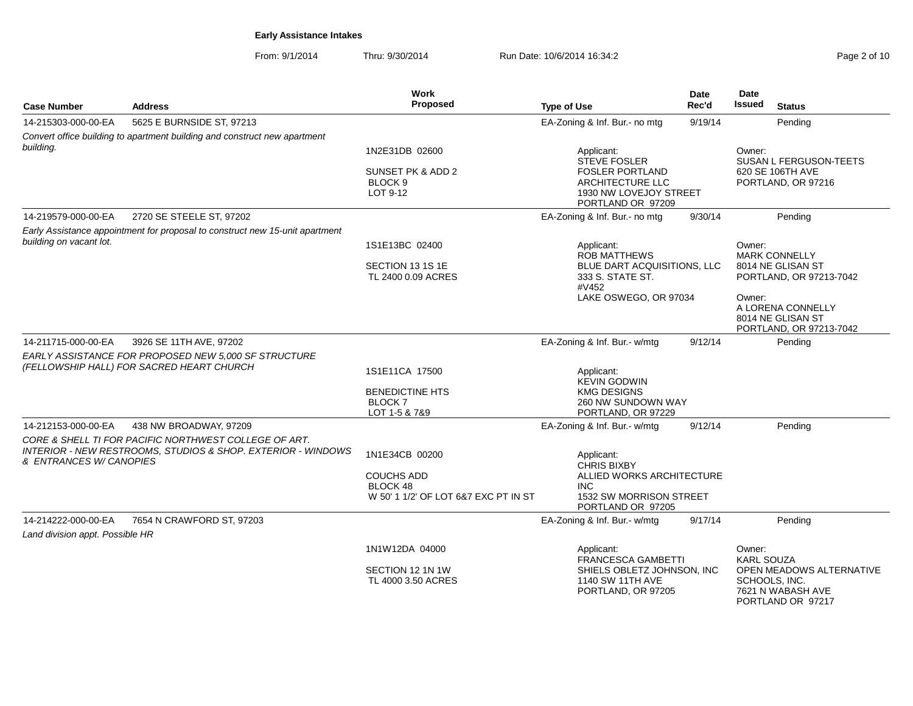**Early Assistance Intakes**

From: 9/1/2014 Thru: 9/30/2014 Run Date: 10/6/2014 16:34:2

| Case Number | Address | Work Proposed | Type of Use | Date Rec'd | Date Issued | Status |
|---|---|---|---|---|---|---|
| 14-215303-000-00-EA | 5625 E BURNSIDE ST, 97213 | | EA-Zoning & Inf. Bur.- no mtg | 9/19/14 | | Pending |

*Convert office building to apartment building and construct new apartment building.*

1N2E31DB 02600
SUNSET PK & ADD 2
BLOCK 9
LOT 9-12

Applicant:
STEVE FOSLER
FOSLER PORTLAND ARCHITECTURE LLC
1930 NW LOVEJOY STREET
PORTLAND OR 97209

Owner:
SUSAN L FERGUSON-TEETS
620 SE 106TH AVE
PORTLAND, OR 97216

| Case Number | Address | Work Proposed | Type of Use | Date Rec'd | Date Issued | Status |
|---|---|---|---|---|---|---|
| 14-219579-000-00-EA | 2720 SE STEELE ST, 97202 | | EA-Zoning & Inf. Bur.- no mtg | 9/30/14 | | Pending |

*Early Assistance appointment for proposal to construct new 15-unit apartment building on vacant lot.*

1S1E13BC 02400
SECTION 13 1S 1E
TL 2400 0.09 ACRES

Applicant:
ROB MATTHEWS
BLUE DART ACQUISITIONS, LLC
333 S. STATE ST.
#V452
LAKE OSWEGO, OR 97034

Owner:
MARK CONNELLY
8014 NE GLISAN ST
PORTLAND, OR 97213-7042

Owner:
A LORENA CONNELLY
8014 NE GLISAN ST
PORTLAND, OR 97213-7042

| Case Number | Address | Work Proposed | Type of Use | Date Rec'd | Date Issued | Status |
|---|---|---|---|---|---|---|
| 14-211715-000-00-EA | 3926 SE 11TH AVE, 97202 | | EA-Zoning & Inf. Bur.- w/mtg | 9/12/14 | | Pending |

*EARLY ASSISTANCE FOR PROPOSED NEW 5,000 SF STRUCTURE (FELLOWSHIP HALL) FOR SACRED HEART CHURCH*

1S1E11CA 17500
BENEDICTINE HTS
BLOCK 7
LOT 1-5 & 7&9

Applicant:
KEVIN GODWIN
KMG DESIGNS
260 NW SUNDOWN WAY
PORTLAND, OR 97229

| Case Number | Address | Work Proposed | Type of Use | Date Rec'd | Date Issued | Status |
|---|---|---|---|---|---|---|
| 14-212153-000-00-EA | 438 NW BROADWAY, 97209 | | EA-Zoning & Inf. Bur.- w/mtg | 9/12/14 | | Pending |

*CORE & SHELL TI FOR PACIFIC NORTHWEST COLLEGE OF ART. INTERIOR - NEW RESTROOMS, STUDIOS & SHOP. EXTERIOR - WINDOWS & ENTRANCES W/ CANOPIES*

1N1E34CB 00200
COUCHS ADD
BLOCK 48
W 50' 1 1/2' OF LOT 6&7 EXC PT IN ST

Applicant:
CHRIS BIXBY
ALLIED WORKS ARCHITECTURE INC
1532 SW MORRISON STREET
PORTLAND OR 97205

| Case Number | Address | Work Proposed | Type of Use | Date Rec'd | Date Issued | Status |
|---|---|---|---|---|---|---|
| 14-214222-000-00-EA | 7654 N CRAWFORD ST, 97203 | | EA-Zoning & Inf. Bur.- w/mtg | 9/17/14 | | Pending |

*Land division appt. Possible HR*

1N1W12DA 04000
SECTION 12 1N 1W
TL 4000 3.50 ACRES

Applicant:
FRANCESCA GAMBETTI
SHIELS OBLETZ JOHNSON, INC
1140 SW 11TH AVE
PORTLAND, OR 97205

Owner:
KARL SOUZA
OPEN MEADOWS ALTERNATIVE SCHOOLS, INC.
7621 N WABASH AVE
PORTLAND OR 97217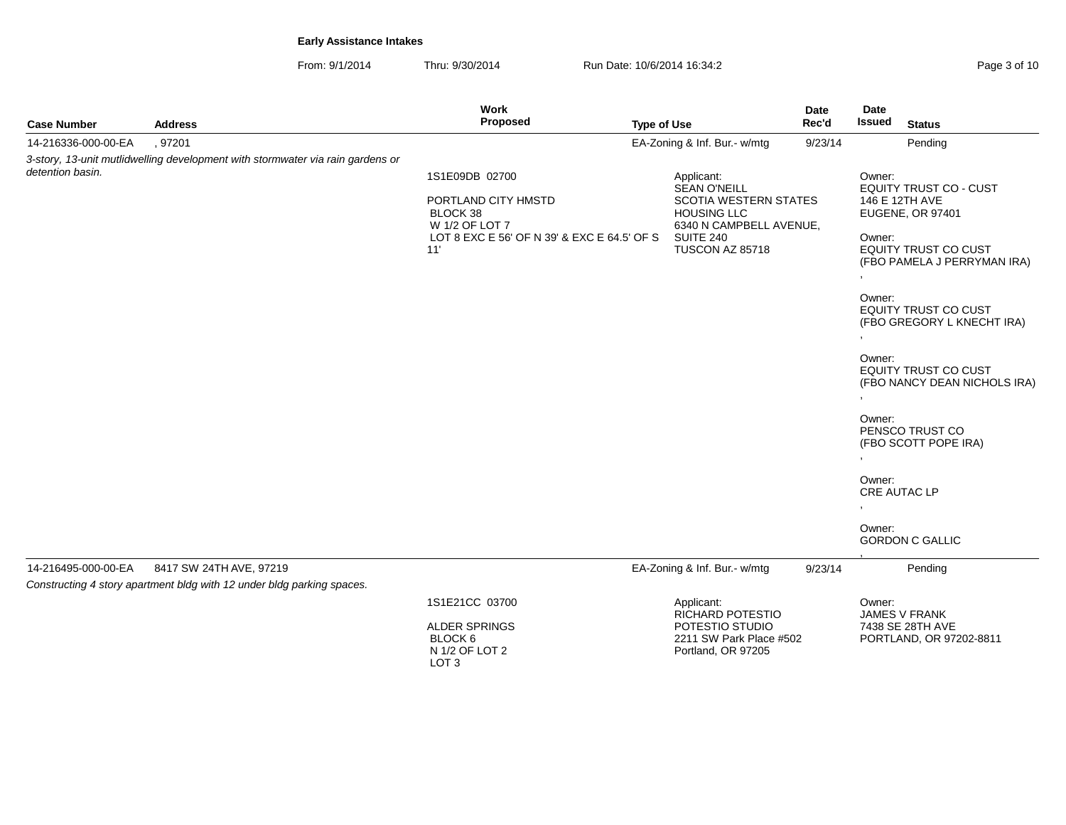**Early Assistance Intakes**

From: 9/1/2014 Thru: 9/30/2014 Run Date: 10/6/2014 16:34:2

| Case Number | Address | Work Proposed | Type of Use | Date Rec'd | Date Issued | Status |
|---|---|---|---|---|---|---|
| 14-216336-000-00-EA | , 97201 | | EA-Zoning & Inf. Bur.- w/mtg | 9/23/14 | | Pending |

*3-story, 13-unit mutlidwelling development with stormwater via rain gardens or detention basin.*

1S1E09DB 02700

PORTLAND CITY HMSTD
BLOCK 38
W 1/2 OF LOT 7
LOT 8 EXC E 56' OF N 39' & EXC E 64.5' OF S 11'

Applicant:
SEAN O'NEILL
SCOTIA WESTERN STATES HOUSING LLC
6340 N CAMPBELL AVENUE, SUITE 240
TUSCON AZ 85718

Owner:
EQUITY TRUST CO - CUST
146 E 12TH AVE
EUGENE, OR 97401

Owner:
EQUITY TRUST CO CUST
(FBO PAMELA J PERRYMAN IRA)
,

Owner:
EQUITY TRUST CO CUST
(FBO GREGORY L KNECHT IRA)
,

Owner:
EQUITY TRUST CO CUST
(FBO NANCY DEAN NICHOLS IRA)
,

Owner:
PENSCO TRUST CO
(FBO SCOTT POPE IRA)
,

Owner:
CRE AUTAC LP
,

Owner:
GORDON C GALLIC
,

| Case Number | Address | Work Proposed | Type of Use | Date Rec'd | Date Issued | Status |
|---|---|---|---|---|---|---|
| 14-216495-000-00-EA | 8417 SW 24TH AVE, 97219 | | EA-Zoning & Inf. Bur.- w/mtg | 9/23/14 | | Pending |

*Constructing 4 story apartment bldg with 12 under bldg parking spaces.*

1S1E21CC 03700

ALDER SPRINGS
BLOCK 6
N 1/2 OF LOT 2
LOT 3

Applicant:
RICHARD POTESTIO
POTESTIO STUDIO
2211 SW Park Place #502
Portland, OR 97205

Owner:
JAMES V FRANK
7438 SE 28TH AVE
PORTLAND, OR 97202-8811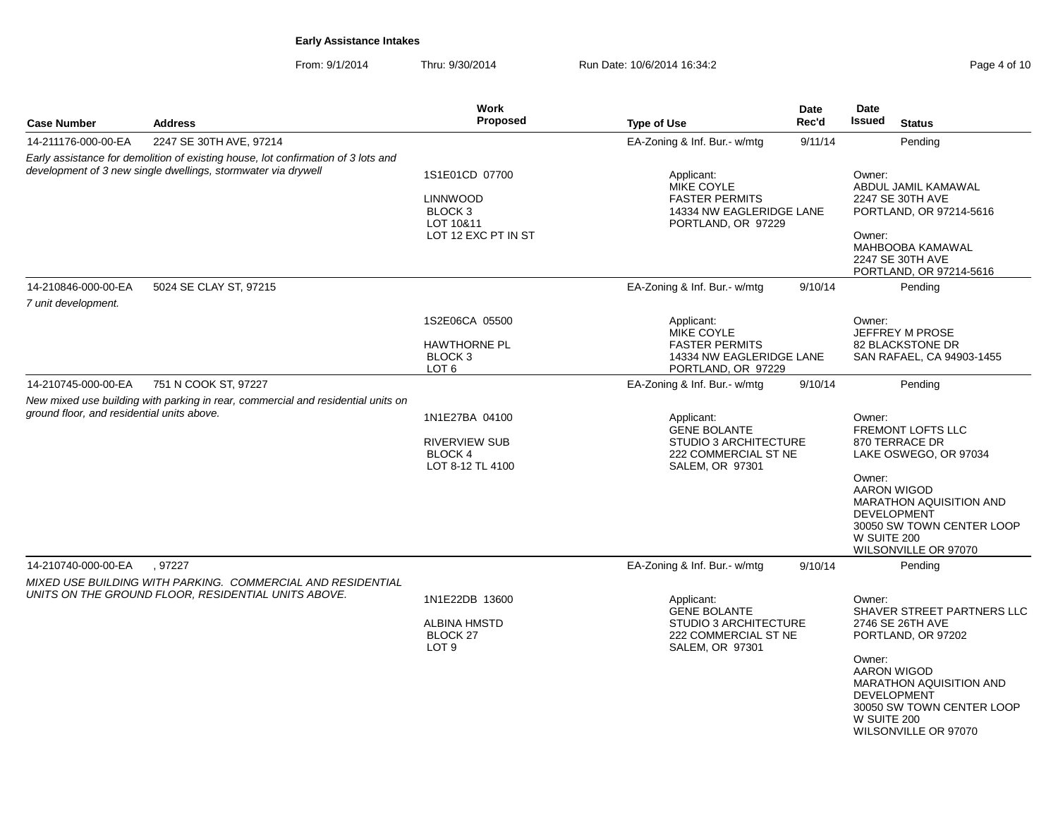**Early Assistance Intakes**

From: 9/1/2014 Thru: 9/30/2014 Run Date: 10/6/2014 16:34:2

| Case Number | Address | Work Proposed | Type of Use | Date Rec'd | Date Issued | Status |
|---|---|---|---|---|---|---|
| 14-211176-000-00-EA | 2247 SE 30TH AVE, 97214 | | EA-Zoning & Inf. Bur.- w/mtg | 9/11/14 | | Pending |
| *Early assistance for demolition of existing house, lot confirmation of 3 lots and development of 3 new single dwellings, stormwater via drywell* | | 1S1E01CD 07700<br>LINNWOOD<br>BLOCK 3<br>LOT 10&11<br>LOT 12 EXC PT IN ST | Applicant:<br>MIKE COYLE<br>FASTER PERMITS<br>14334 NW EAGLERIDGE LANE<br>PORTLAND, OR 97229 | | Owner:<br>ABDUL JAMIL KAMAWAL<br>2247 SE 30TH AVE<br>PORTLAND, OR 97214-5616<br>Owner:<br>MAHBOOBA KAMAWAL<br>2247 SE 30TH AVE<br>PORTLAND, OR 97214-5616 | |
| 14-210846-000-00-EA | 5024 SE CLAY ST, 97215 | | EA-Zoning & Inf. Bur.- w/mtg | 9/10/14 | | Pending |
| *7 unit development.* | | 1S2E06CA 05500<br>HAWTHORNE PL<br>BLOCK 3<br>LOT 6 | Applicant:<br>MIKE COYLE<br>FASTER PERMITS<br>14334 NW EAGLERIDGE LANE<br>PORTLAND, OR 97229 | | Owner:<br>JEFFREY M PROSE<br>82 BLACKSTONE DR<br>SAN RAFAEL, CA 94903-1455 | |
| 14-210745-000-00-EA | 751 N COOK ST, 97227 | | EA-Zoning & Inf. Bur.- w/mtg | 9/10/14 | | Pending |
| *New mixed use building with parking in rear, commercial and residential units on ground floor, and residential units above.* | | 1N1E27BA 04100<br>RIVERVIEW SUB<br>BLOCK 4<br>LOT 8-12 TL 4100 | Applicant:<br>GENE BOLANTE<br>STUDIO 3 ARCHITECTURE<br>222 COMMERCIAL ST NE<br>SALEM, OR 97301 | | Owner:<br>FREMONT LOFTS LLC<br>870 TERRACE DR<br>LAKE OSWEGO, OR 97034<br>Owner:<br>AARON WIGOD<br>MARATHON AQUISITION AND DEVELOPMENT<br>30050 SW TOWN CENTER LOOP W SUITE 200<br>WILSONVILLE OR 97070 | |
| 14-210740-000-00-EA | , 97227 | | EA-Zoning & Inf. Bur.- w/mtg | 9/10/14 | | Pending |
| *MIXED USE BUILDING WITH PARKING. COMMERCIAL AND RESIDENTIAL UNITS ON THE GROUND FLOOR, RESIDENTIAL UNITS ABOVE.* | | 1N1E22DB 13600<br>ALBINA HMSTD<br>BLOCK 27<br>LOT 9 | Applicant:<br>GENE BOLANTE<br>STUDIO 3 ARCHITECTURE<br>222 COMMERCIAL ST NE<br>SALEM, OR 97301 | | Owner:<br>SHAVER STREET PARTNERS LLC<br>2746 SE 26TH AVE<br>PORTLAND, OR 97202<br>Owner:<br>AARON WIGOD<br>MARATHON AQUISITION AND DEVELOPMENT<br>30050 SW TOWN CENTER LOOP W SUITE 200<br>WILSONVILLE OR 97070 | |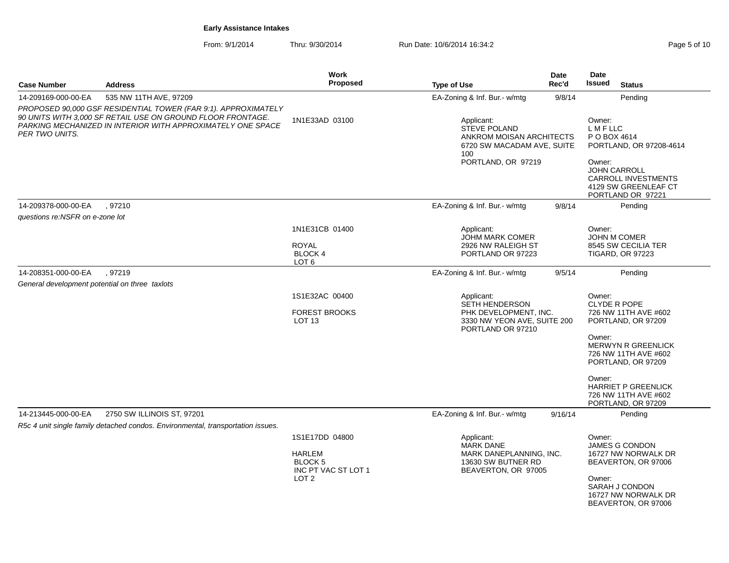**Early Assistance Intakes**

From: 9/1/2014 Thru: 9/30/2014 Run Date: 10/6/2014 16:34:2

| Case Number | Address | Work Proposed | Type of Use | Date Rec'd | Date Issued | Status |
|---|---|---|---|---|---|---|
| 14-209169-000-00-EA | 535 NW 11TH AVE, 97209 | | EA-Zoning & Inf. Bur.- w/mtg | 9/8/14 | | Pending |
| *PROPOSED 90,000 GSF RESIDENTIAL TOWER (FAR 9:1). APPROXIMATELY 90 UNITS WITH 3,000 SF RETAIL USE ON GROUND FLOOR FRONTAGE. PARKING MECHANIZED IN INTERIOR WITH APPROXIMATELY ONE SPACE PER TWO UNITS.* | | 1N1E33AD 03100 | Applicant: STEVE POLAND ANKROM MOISAN ARCHITECTS 6720 SW MACADAM AVE, SUITE 100 PORTLAND, OR 97219 | | Owner: L M F LLC P O BOX 4614 PORTLAND, OR 97208-4614<br>Owner: JOHN CARROLL CARROLL INVESTMENTS 4129 SW GREENLEAF CT PORTLAND OR 97221 | |
| 14-209378-000-00-EA | , 97210 | | EA-Zoning & Inf. Bur.- w/mtg | 9/8/14 | | Pending |
| *questions re:NSFR on e-zone lot* | | 1N1E31CB 01400<br>ROYAL BLOCK 4 LOT 6 | Applicant: JOHM MARK COMER 2926 NW RALEIGH ST PORTLAND OR 97223 | | Owner: JOHN M COMER 8545 SW CECILIA TER TIGARD, OR 97223 | |
| 14-208351-000-00-EA | , 97219 | | EA-Zoning & Inf. Bur.- w/mtg | 9/5/14 | | Pending |
| *General development potential on three taxlots* | | 1S1E32AC 00400<br>FOREST BROOKS LOT 13 | Applicant: SETH HENDERSON PHK DEVELOPMENT, INC. 3330 NW YEON AVE, SUITE 200 PORTLAND OR 97210 | | Owner: CLYDE R POPE 726 NW 11TH AVE #602 PORTLAND, OR 97209<br>Owner: MERWYN R GREENLICK 726 NW 11TH AVE #602 PORTLAND, OR 97209<br>Owner: HARRIET P GREENLICK 726 NW 11TH AVE #602 PORTLAND, OR 97209 | |
| 14-213445-000-00-EA | 2750 SW ILLINOIS ST, 97201 | | EA-Zoning & Inf. Bur.- w/mtg | 9/16/14 | | Pending |
| *R5c 4 unit single family detached condos. Environmental, transportation issues.* | | 1S1E17DD 04800<br>HARLEM BLOCK 5 INC PT VAC ST LOT 1 LOT 2 | Applicant: MARK DANE MARK DANEPLANNING, INC. 13630 SW BUTNER RD BEAVERTON, OR 97005 | | Owner: JAMES G CONDON 16727 NW NORWALK DR BEAVERTON, OR 97006<br>Owner: SARAH J CONDON 16727 NW NORWALK DR BEAVERTON, OR 97006 | |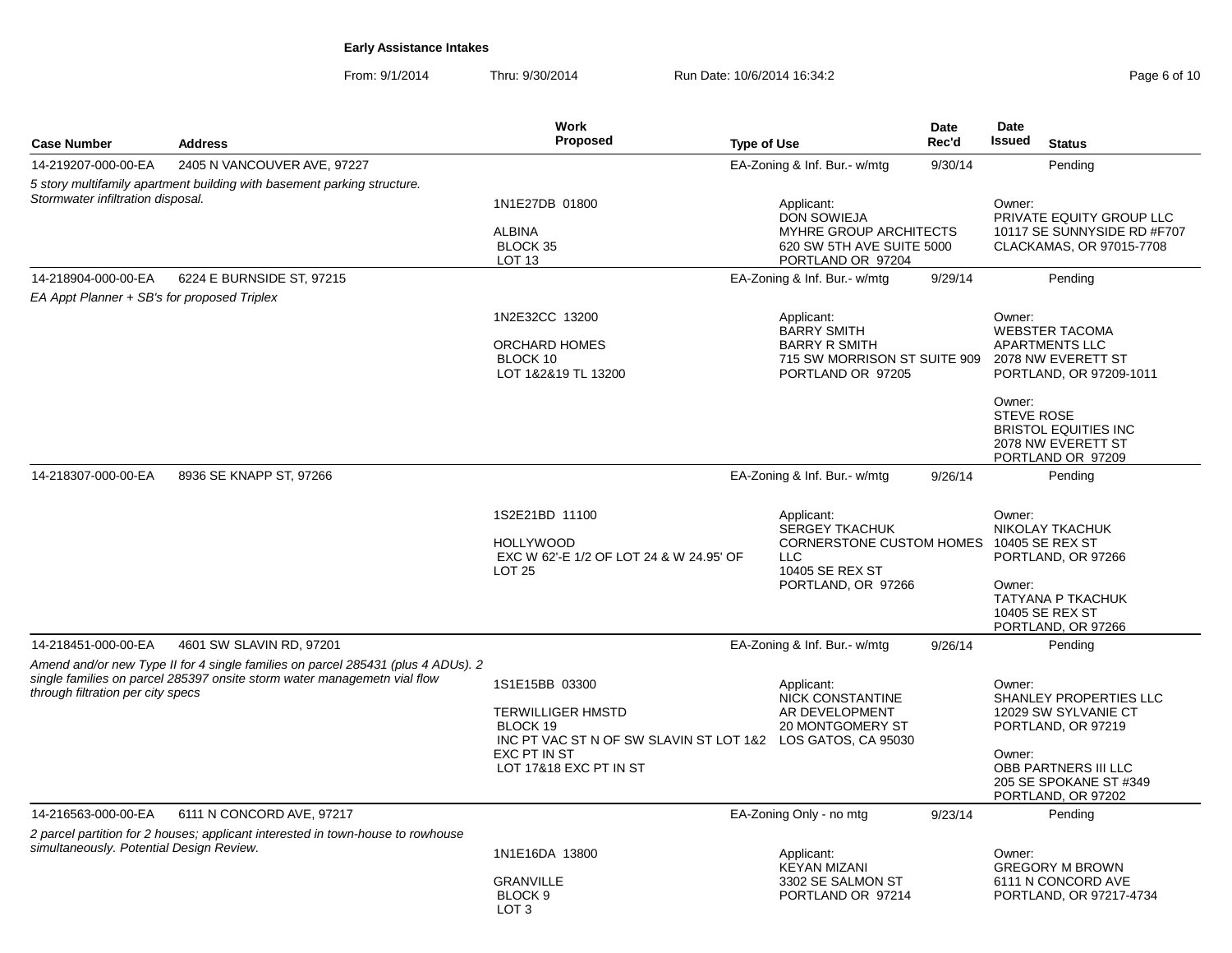**Early Assistance Intakes**

From: 9/1/2014 Thru: 9/30/2014 Run Date: 10/6/2014 16:34:2

| Case Number | Address | Work Proposed | Type of Use | Date Rec'd | Date Issued | Status |
|---|---|---|---|---|---|---|
| 14-219207-000-00-EA | 2405 N VANCOUVER AVE, 97227 | | EA-Zoning & Inf. Bur.- w/mtg | 9/30/14 | | Pending |

*5 story multifamily apartment building with basement parking structure. Stormwater infiltration disposal.*

1N1E27DB 01800
ALBINA
BLOCK 35
LOT 13

Applicant:
DON SOWIEJA
MYHRE GROUP ARCHITECTS
620 SW 5TH AVE SUITE 5000
PORTLAND OR 97204

Owner:
PRIVATE EQUITY GROUP LLC
10117 SE SUNNYSIDE RD #F707
CLACKAMAS, OR 97015-7708

| Case Number | Address | Work Proposed | Type of Use | Date Rec'd | Date Issued | Status |
|---|---|---|---|---|---|---|
| 14-218904-000-00-EA | 6224 E BURNSIDE ST, 97215 | | EA-Zoning & Inf. Bur.- w/mtg | 9/29/14 | | Pending |

*EA Appt Planner + SB's for proposed Triplex*

1N2E32CC 13200
ORCHARD HOMES
BLOCK 10
LOT 1&2&19 TL 13200

Applicant:
BARRY SMITH
BARRY R SMITH
715 SW MORRISON ST SUITE 909
PORTLAND OR 97205

Owner:
WEBSTER TACOMA APARTMENTS LLC
2078 NW EVERETT ST
PORTLAND, OR 97209-1011

Owner:
STEVE ROSE
BRISTOL EQUITIES INC
2078 NW EVERETT ST
PORTLAND OR 97209

| Case Number | Address | Work Proposed | Type of Use | Date Rec'd | Date Issued | Status |
|---|---|---|---|---|---|---|
| 14-218307-000-00-EA | 8936 SE KNAPP ST, 97266 | | EA-Zoning & Inf. Bur.- w/mtg | 9/26/14 | | Pending |

1S2E21BD 11100
HOLLYWOOD
EXC W 62'-E 1/2 OF LOT 24 & W 24.95' OF LOT 25

Applicant:
SERGEY TKACHUK
CORNERSTONE CUSTOM HOMES LLC
10405 SE REX ST
PORTLAND, OR 97266

Owner:
NIKOLAY TKACHUK
10405 SE REX ST
PORTLAND, OR 97266

Owner:
TATYANA P TKACHUK
10405 SE REX ST
PORTLAND, OR 97266

| Case Number | Address | Work Proposed | Type of Use | Date Rec'd | Date Issued | Status |
|---|---|---|---|---|---|---|
| 14-218451-000-00-EA | 4601 SW SLAVIN RD, 97201 | | EA-Zoning & Inf. Bur.- w/mtg | 9/26/14 | | Pending |

*Amend and/or new Type II for 4 single families on parcel 285431 (plus 4 ADUs). 2 single families on parcel 285397 onsite storm water managemetn vial flow through filtration per city specs*

1S1E15BB 03300
TERWILLIGER HMSTD
BLOCK 19
INC PT VAC ST N OF SW SLAVIN ST LOT 1&2 EXC PT IN ST
LOT 17&18 EXC PT IN ST

Applicant:
NICK CONSTANTINE
AR DEVELOPMENT
20 MONTGOMERY ST
LOS GATOS, CA 95030

Owner:
SHANLEY PROPERTIES LLC
12029 SW SYLVANIE CT
PORTLAND, OR 97219

Owner:
OBB PARTNERS III LLC
205 SE SPOKANE ST #349
PORTLAND, OR 97202

| Case Number | Address | Work Proposed | Type of Use | Date Rec'd | Date Issued | Status |
|---|---|---|---|---|---|---|
| 14-216563-000-00-EA | 6111 N CONCORD AVE, 97217 | | EA-Zoning Only - no mtg | 9/23/14 | | Pending |

*2 parcel partition for 2 houses; applicant interested in town-house to rowhouse simultaneously. Potential Design Review.*

1N1E16DA 13800
GRANVILLE
BLOCK 9
LOT 3

Applicant:
KEYAN MIZANI
3302 SE SALMON ST
PORTLAND OR 97214

Owner:
GREGORY M BROWN
6111 N CONCORD AVE
PORTLAND, OR 97217-4734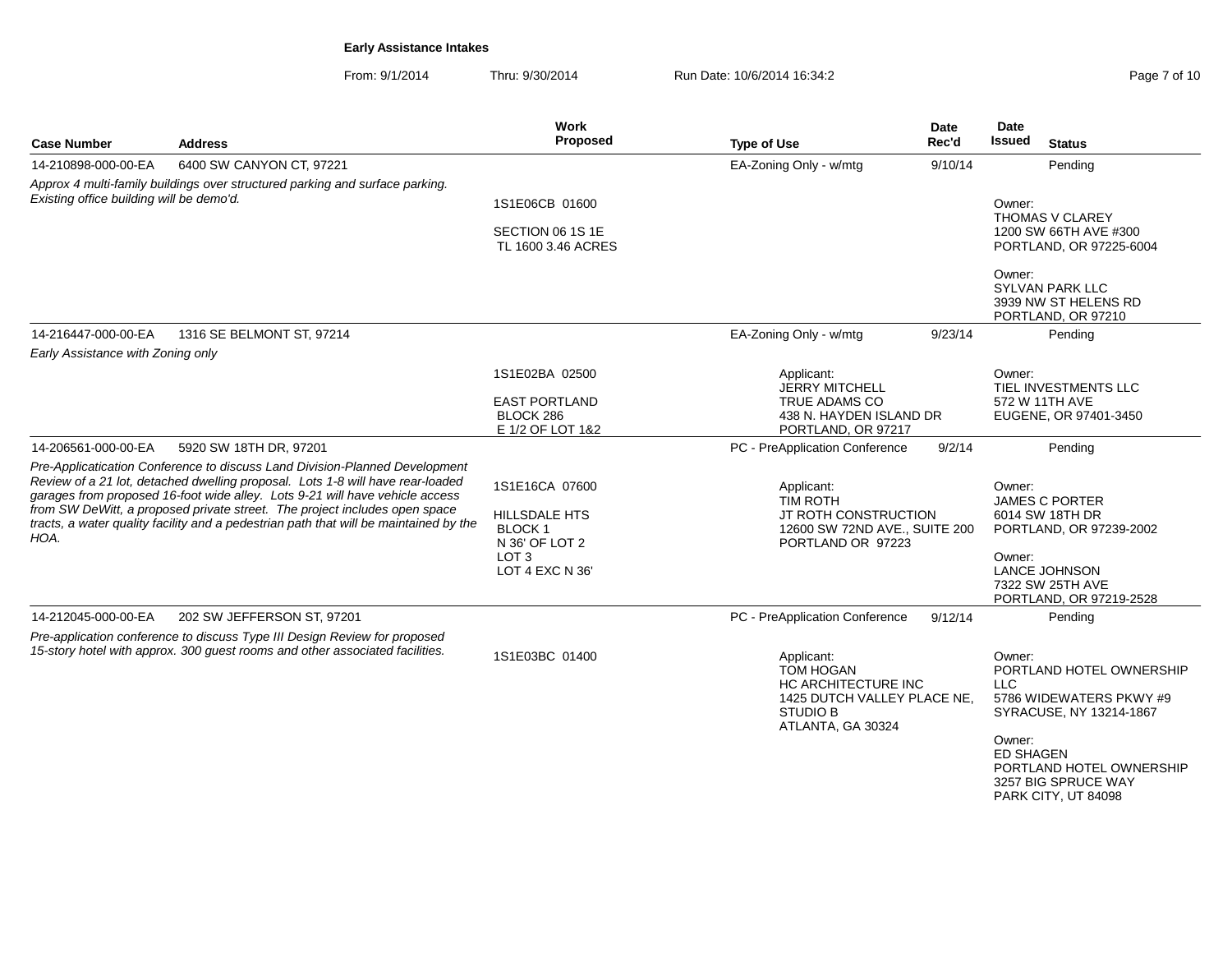**Early Assistance Intakes**

From: 9/1/2014 Thru: 9/30/2014 Run Date: 10/6/2014 16:34:2

| Case Number | Address | Work Proposed | Type of Use | Date Rec'd | Date Issued | Status |
|---|---|---|---|---|---|---|
| 14-210898-000-00-EA | 6400 SW CANYON CT, 97221 | | EA-Zoning Only - w/mtg | 9/10/14 | | Pending |
| *Approx 4 multi-family buildings over structured parking and surface parking. Existing office building will be demo'd.* | | 1S1E06CB 01600<br><br>SECTION 06 1S 1E<br>TL 1600 3.46 ACRES | | | Owner:<br>THOMAS V CLAREY<br>1200 SW 66TH AVE #300<br>PORTLAND, OR 97225-6004<br><br>Owner:<br>SYLVAN PARK LLC<br>3939 NW ST HELENS RD<br>PORTLAND, OR 97210 | |
| 14-216447-000-00-EA | 1316 SE BELMONT ST, 97214 | | EA-Zoning Only - w/mtg | 9/23/14 | | Pending |
| *Early Assistance with Zoning only* | | 1S1E02BA 02500<br><br>EAST PORTLAND<br>BLOCK 286<br>E 1/2 OF LOT 1&2 | Applicant:<br>JERRY MITCHELL<br>TRUE ADAMS CO<br>438 N. HAYDEN ISLAND DR<br>PORTLAND, OR 97217 | | Owner:<br>TIEL INVESTMENTS LLC<br>572 W 11TH AVE<br>EUGENE, OR 97401-3450 | |
| 14-206561-000-00-EA | 5920 SW 18TH DR, 97201 | | PC - PreApplication Conference | 9/2/14 | | Pending |
| *Pre-Applicatication Conference to discuss Land Division-Planned Development Review of a 21 lot, detached dwelling proposal. Lots 1-8 will have rear-loaded garages from proposed 16-foot wide alley. Lots 9-21 will have vehicle access from SW DeWitt, a proposed private street. The project includes open space tracts, a water quality facility and a pedestrian path that will be maintained by the HOA.* | | 1S1E16CA 07600<br><br>HILLSDALE HTS<br>BLOCK 1<br>N 36' OF LOT 2<br>LOT 3<br>LOT 4 EXC N 36' | Applicant:<br>TIM ROTH<br>JT ROTH CONSTRUCTION<br>12600 SW 72ND AVE., SUITE 200<br>PORTLAND OR 97223 | | Owner:<br>JAMES C PORTER<br>6014 SW 18TH DR<br>PORTLAND, OR 97239-2002<br><br>Owner:<br>LANCE JOHNSON<br>7322 SW 25TH AVE<br>PORTLAND, OR 97219-2528 | |
| 14-212045-000-00-EA | 202 SW JEFFERSON ST, 97201 | | PC - PreApplication Conference | 9/12/14 | | Pending |
| *Pre-application conference to discuss Type III Design Review for proposed 15-story hotel with approx. 300 guest rooms and other associated facilities.* | | 1S1E03BC 01400 | Applicant:<br>TOM HOGAN<br>HC ARCHITECTURE INC<br>1425 DUTCH VALLEY PLACE NE, STUDIO B<br>ATLANTA, GA 30324 | | Owner:<br>PORTLAND HOTEL OWNERSHIP LLC<br>5786 WIDEWATERS PKWY #9<br>SYRACUSE, NY 13214-1867<br><br>Owner:<br>ED SHAGEN<br>PORTLAND HOTEL OWNERSHIP<br>3257 BIG SPRUCE WAY<br>PARK CITY, UT 84098 | |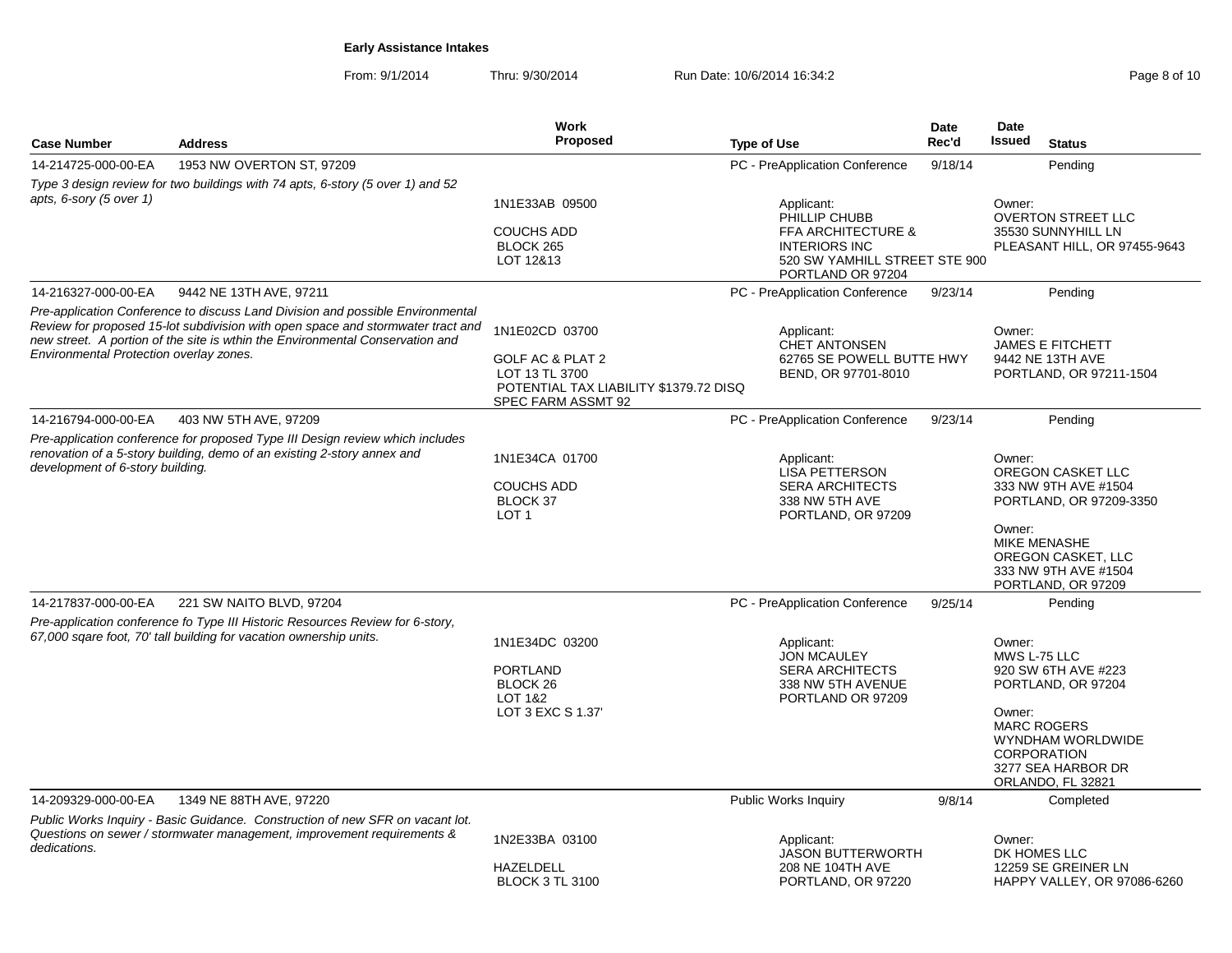**Early Assistance Intakes**

From: 9/1/2014 Thru: 9/30/2014 Run Date: 10/6/2014 16:34:2

| Case Number | Address | Work Proposed | Type of Use | Date Rec'd | Date Issued | Status |
|---|---|---|---|---|---|---|
| 14-214725-000-00-EA | 1953 NW OVERTON ST, 97209 | | PC - PreApplication Conference | 9/18/14 | | Pending |
| *Type 3 design review for two buildings with 74 apts, 6-story (5 over 1) and 52 apts, 6-sory (5 over 1)* | | 1N1E33AB 09500<br>COUCHS ADD<br>BLOCK 265<br>LOT 12&13 | Applicant:<br>PHILLIP CHUBB<br>FFA ARCHITECTURE & INTERIORS INC<br>520 SW YAMHILL STREET STE 900<br>PORTLAND OR 97204 | | Owner:<br>OVERTON STREET LLC<br>35530 SUNNYHILL LN<br>PLEASANT HILL, OR 97455-9643 | |
| 14-216327-000-00-EA | 9442 NE 13TH AVE, 97211 | | PC - PreApplication Conference | 9/23/14 | | Pending |
| *Pre-application Conference to discuss Land Division and possible Environmental Review for proposed 15-lot subdivision with open space and stormwater tract and new street. A portion of the site is wthin the Environmental Conservation and Environmental Protection overlay zones.* | | 1N1E02CD 03700<br>GOLF AC & PLAT 2<br>LOT 13 TL 3700<br>POTENTIAL TAX LIABILITY $1379.72 DISQ<br>SPEC FARM ASSMT 92 | Applicant:<br>CHET ANTONSEN<br>62765 SE POWELL BUTTE HWY<br>BEND, OR 97701-8010 | | Owner:<br>JAMES E FITCHETT<br>9442 NE 13TH AVE<br>PORTLAND, OR 97211-1504 | |
| 14-216794-000-00-EA | 403 NW 5TH AVE, 97209 | | PC - PreApplication Conference | 9/23/14 | | Pending |
| *Pre-application conference for proposed Type III Design review which includes renovation of a 5-story building, demo of an existing 2-story annex and development of 6-story building.* | | 1N1E34CA 01700<br>COUCHS ADD<br>BLOCK 37<br>LOT 1 | Applicant:<br>LISA PETTERSON<br>SERA ARCHITECTS<br>338 NW 5TH AVE<br>PORTLAND, OR 97209 | | Owner:<br>OREGON CASKET LLC<br>333 NW 9TH AVE #1504<br>PORTLAND, OR 97209-3350<br>Owner:<br>MIKE MENASHE<br>OREGON CASKET, LLC<br>333 NW 9TH AVE #1504<br>PORTLAND, OR 97209 | |
| 14-217837-000-00-EA | 221 SW NAITO BLVD, 97204 | | PC - PreApplication Conference | 9/25/14 | | Pending |
| *Pre-application conference fo Type III Historic Resources Review for 6-story, 67,000 sqare foot, 70' tall building for vacation ownership units.* | | 1N1E34DC 03200<br>PORTLAND<br>BLOCK 26<br>LOT 1&2<br>LOT 3 EXC S 1.37' | Applicant:<br>JON MCAULEY<br>SERA ARCHITECTS<br>338 NW 5TH AVENUE<br>PORTLAND OR 97209 | | Owner:<br>MWS L-75 LLC<br>920 SW 6TH AVE #223<br>PORTLAND, OR 97204<br>Owner:<br>MARC ROGERS<br>WYNDHAM WORLDWIDE CORPORATION<br>3277 SEA HARBOR DR<br>ORLANDO, FL 32821 | |
| 14-209329-000-00-EA | 1349 NE 88TH AVE, 97220 | | Public Works Inquiry | 9/8/14 | | Completed |
| *Public Works Inquiry - Basic Guidance. Construction of new SFR on vacant lot. Questions on sewer / stormwater management, improvement requirements & dedications.* | | 1N2E33BA 03100<br>HAZELDELL<br>BLOCK 3 TL 3100 | Applicant:<br>JASON BUTTERWORTH<br>208 NE 104TH AVE<br>PORTLAND, OR 97220 | | Owner:<br>DK HOMES LLC<br>12259 SE GREINER LN<br>HAPPY VALLEY, OR 97086-6260 | |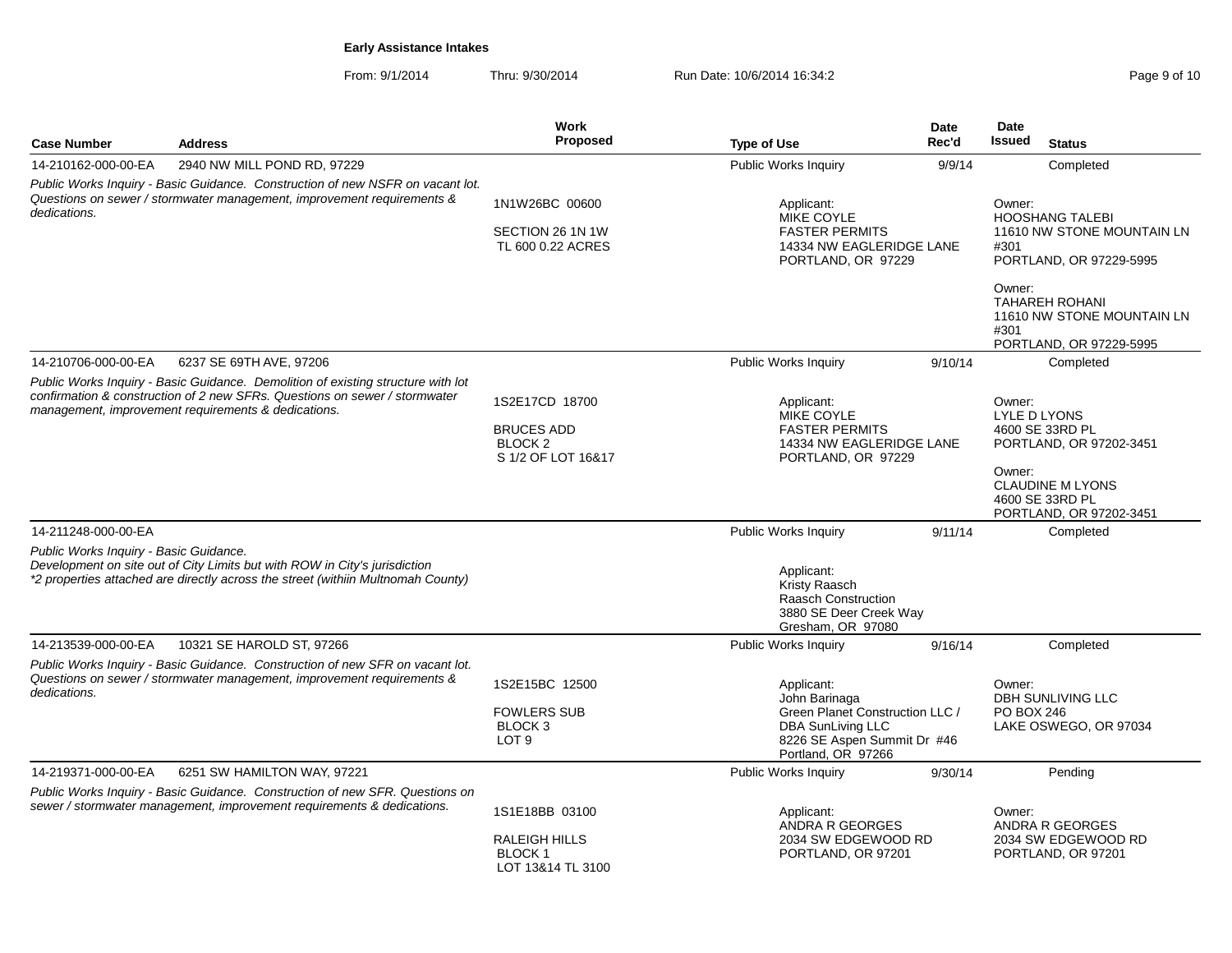**Early Assistance Intakes**

From: 9/1/2014 Thru: 9/30/2014 Run Date: 10/6/2014 16:34:2

| Case Number | Address | Work Proposed | Type of Use | Date Rec'd | Date Issued | Status |
|---|---|---|---|---|---|---|
| 14-210162-000-00-EA | 2940 NW MILL POND RD, 97229 | | Public Works Inquiry | 9/9/14 | | Completed |
| *Public Works Inquiry - Basic Guidance. Construction of new NSFR on vacant lot. Questions on sewer / stormwater management, improvement requirements & dedications.* | | 1N1W26BC 00600<br>SECTION 26 1N 1W<br>TL 600 0.22 ACRES | Applicant:<br>MIKE COYLE<br>FASTER PERMITS<br>14334 NW EAGLERIDGE LANE<br>PORTLAND, OR 97229 | | Owner:<br>HOOSHANG TALEBI<br>11610 NW STONE MOUNTAIN LN #301<br>PORTLAND, OR 97229-5995<br>Owner:<br>TAHAREH ROHANI<br>11610 NW STONE MOUNTAIN LN #301<br>PORTLAND, OR 97229-5995 | |
| 14-210706-000-00-EA | 6237 SE 69TH AVE, 97206 | | Public Works Inquiry | 9/10/14 | | Completed |
| *Public Works Inquiry - Basic Guidance. Demolition of existing structure with lot confirmation & construction of 2 new SFRs. Questions on sewer / stormwater management, improvement requirements & dedications.* | | 1S2E17CD 18700<br>BRUCES ADD<br>BLOCK 2<br>S 1/2 OF LOT 16&17 | Applicant:<br>MIKE COYLE<br>FASTER PERMITS<br>14334 NW EAGLERIDGE LANE<br>PORTLAND, OR 97229 | | Owner:<br>LYLE D LYONS<br>4600 SE 33RD PL<br>PORTLAND, OR 97202-3451<br>Owner:<br>CLAUDINE M LYONS<br>4600 SE 33RD PL<br>PORTLAND, OR 97202-3451 | |
| 14-211248-000-00-EA | | | Public Works Inquiry | 9/11/14 | | Completed |
| *Public Works Inquiry - Basic Guidance. Development on site out of City Limits but with ROW in City's jurisdiction \*2 properties attached are directly across the street (withiin Multnomah County)* | | | Applicant:<br>Kristy Raasch<br>Raasch Construction<br>3880 SE Deer Creek Way<br>Gresham, OR 97080 | | | |
| 14-213539-000-00-EA | 10321 SE HAROLD ST, 97266 | | Public Works Inquiry | 9/16/14 | | Completed |
| *Public Works Inquiry - Basic Guidance. Construction of new SFR on vacant lot. Questions on sewer / stormwater management, improvement requirements & dedications.* | | 1S2E15BC 12500<br>FOWLERS SUB<br>BLOCK 3<br>LOT 9 | Applicant:<br>John Barinaga<br>Green Planet Construction LLC / DBA SunLiving LLC<br>8226 SE Aspen Summit Dr #46<br>Portland, OR 97266 | | Owner:<br>DBH SUNLIVING LLC<br>PO BOX 246<br>LAKE OSWEGO, OR 97034 | |
| 14-219371-000-00-EA | 6251 SW HAMILTON WAY, 97221 | | Public Works Inquiry | 9/30/14 | | Pending |
| *Public Works Inquiry - Basic Guidance. Construction of new SFR. Questions on sewer / stormwater management, improvement requirements & dedications.* | | 1S1E18BB 03100<br>RALEIGH HILLS<br>BLOCK 1<br>LOT 13&14 TL 3100 | Applicant:<br>ANDRA R GEORGES<br>2034 SW EDGEWOOD RD<br>PORTLAND, OR 97201 | | Owner:<br>ANDRA R GEORGES<br>2034 SW EDGEWOOD RD<br>PORTLAND, OR 97201 | |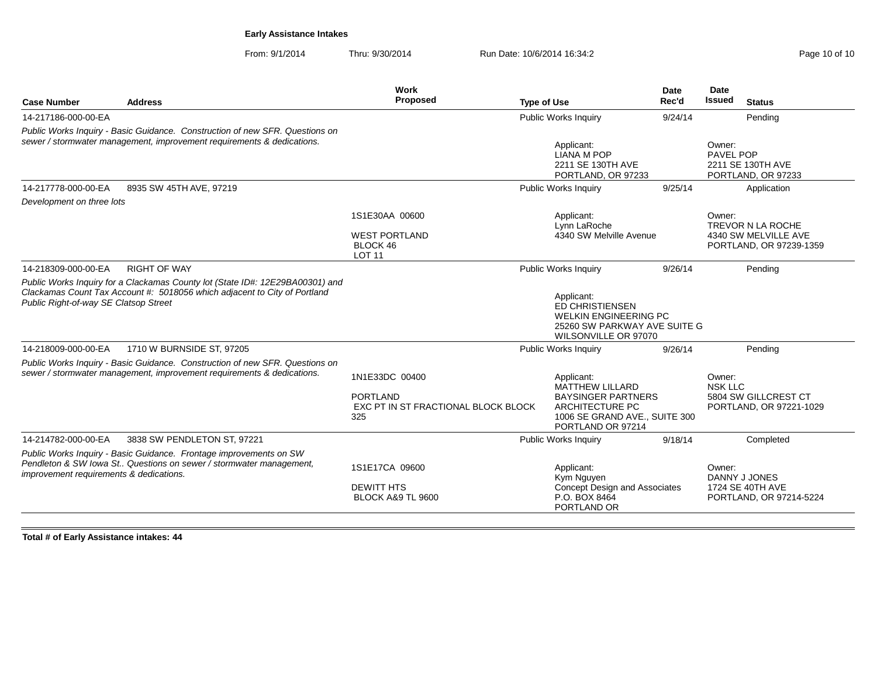**Early Assistance Intakes**

From: 9/1/2014 Thru: 9/30/2014 Run Date: 10/6/2014 16:34:2

| Case Number | Address | Work Proposed | Type of Use | Date Rec'd | Date Issued | Status |
|---|---|---|---|---|---|---|
| 14-217186-000-00-EA | | | Public Works Inquiry | 9/24/14 | | Pending |
| *Public Works Inquiry - Basic Guidance. Construction of new SFR. Questions on sewer / stormwater management, improvement requirements & dedications.* | | | Applicant: LIANA M POP 2211 SE 130TH AVE PORTLAND, OR 97233 | | Owner: PAVEL POP 2211 SE 130TH AVE PORTLAND, OR 97233 | |
| 14-217778-000-00-EA | 8935 SW 45TH AVE, 97219 | | Public Works Inquiry | 9/25/14 | | Application |
| *Development on three lots* | | 1S1E30AA 00600 WEST PORTLAND BLOCK 46 LOT 11 | Applicant: Lynn LaRoche 4340 SW Melville Avenue | | Owner: TREVOR N LA ROCHE 4340 SW MELVILLE AVE PORTLAND, OR 97239-1359 | |
| 14-218309-000-00-EA | RIGHT OF WAY | | Public Works Inquiry | 9/26/14 | | Pending |
| *Public Works Inquiry for a Clackamas County lot (State ID#: 12E29BA00301) and Clackamas Count Tax Account #: 5018056 which adjacent to City of Portland Public Right-of-way SE Clatsop Street* | | | Applicant: ED CHRISTIENSEN WELKIN ENGINEERING PC 25260 SW PARKWAY AVE SUITE G WILSONVILLE OR 97070 | | | |
| 14-218009-000-00-EA | 1710 W BURNSIDE ST, 97205 | | Public Works Inquiry | 9/26/14 | | Pending |
| *Public Works Inquiry - Basic Guidance. Construction of new SFR. Questions on sewer / stormwater management, improvement requirements & dedications.* | | 1N1E33DC 00400 PORTLAND EXC PT IN ST FRACTIONAL BLOCK BLOCK 325 | Applicant: MATTHEW LILLARD BAYSINGER PARTNERS ARCHITECTURE PC 1006 SE GRAND AVE., SUITE 300 PORTLAND OR 97214 | | Owner: NSK LLC 5804 SW GILLCREST CT PORTLAND, OR 97221-1029 | |
| 14-214782-000-00-EA | 3838 SW PENDLETON ST, 97221 | | Public Works Inquiry | 9/18/14 | | Completed |
| *Public Works Inquiry - Basic Guidance. Frontage improvements on SW Pendleton & SW Iowa St.. Questions on sewer / stormwater management, improvement requirements & dedications.* | | 1S1E17CA 09600 DEWITT HTS BLOCK A&9 TL 9600 | Applicant: Kym Nguyen Concept Design and Associates P.O. BOX 8464 PORTLAND OR | | Owner: DANNY J JONES 1724 SE 40TH AVE PORTLAND, OR 97214-5224 | |

**Total # of Early Assistance intakes: 44**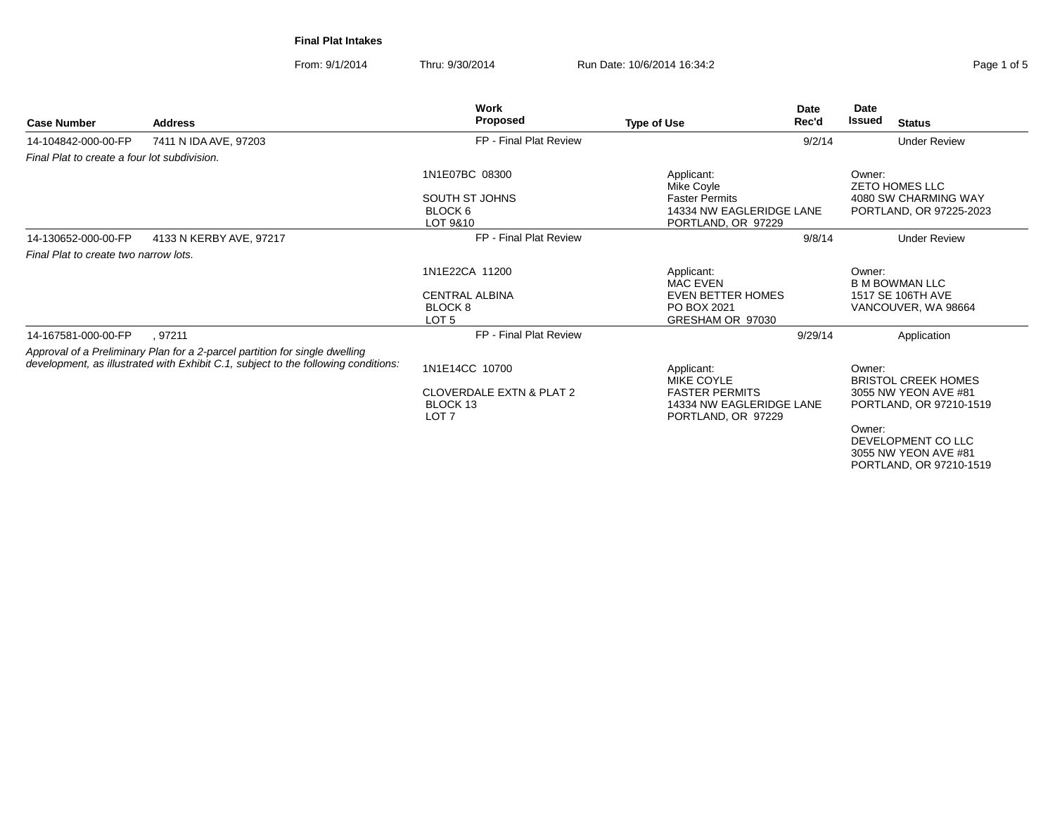**Final Plat Intakes**

From: 9/1/2014 Thru: 9/30/2014 Run Date: 10/6/2014 16:34:2

| Case Number | Address | Work Proposed | Type of Use | Date Rec'd | Date Issued | Status |
|---|---|---|---|---|---|---|
| 14-104842-000-00-FP | 7411 N IDA AVE, 97203 | FP - Final Plat Review | | 9/2/14 | | Under Review |
| *Final Plat to create a four lot subdivision.* | | 1N1E07BC 08300<br><br>SOUTH ST JOHNS<br>BLOCK 6<br>LOT 9&10 | Applicant:<br>Mike Coyle<br>Faster Permits<br>14334 NW EAGLERIDGE LANE<br>PORTLAND, OR 97229 | | Owner:<br>ZETO HOMES LLC<br>4080 SW CHARMING WAY<br>PORTLAND, OR 97225-2023 | |
| 14-130652-000-00-FP | 4133 N KERBY AVE, 97217 | FP - Final Plat Review | | 9/8/14 | | Under Review |
| *Final Plat to create two narrow lots.* | | 1N1E22CA 11200<br><br>CENTRAL ALBINA<br>BLOCK 8<br>LOT 5 | Applicant:<br>MAC EVEN<br>EVEN BETTER HOMES<br>PO BOX 2021<br>GRESHAM OR 97030 | | Owner:<br>B M BOWMAN LLC<br>1517 SE 106TH AVE<br>VANCOUVER, WA 98664 | |
| 14-167581-000-00-FP | , 97211 | FP - Final Plat Review | | 9/29/14 | | Application |
| *Approval of a Preliminary Plan for a 2-parcel partition for single dwelling development, as illustrated with Exhibit C.1, subject to the following conditions:* | | 1N1E14CC 10700<br><br>CLOVERDALE EXTN & PLAT 2<br>BLOCK 13<br>LOT 7 | Applicant:<br>MIKE COYLE<br>FASTER PERMITS<br>14334 NW EAGLERIDGE LANE<br>PORTLAND, OR 97229 | | Owner:<br>BRISTOL CREEK HOMES<br>3055 NW YEON AVE #81<br>PORTLAND, OR 97210-1519<br><br>Owner:<br>DEVELOPMENT CO LLC<br>3055 NW YEON AVE #81<br>PORTLAND, OR 97210-1519 | |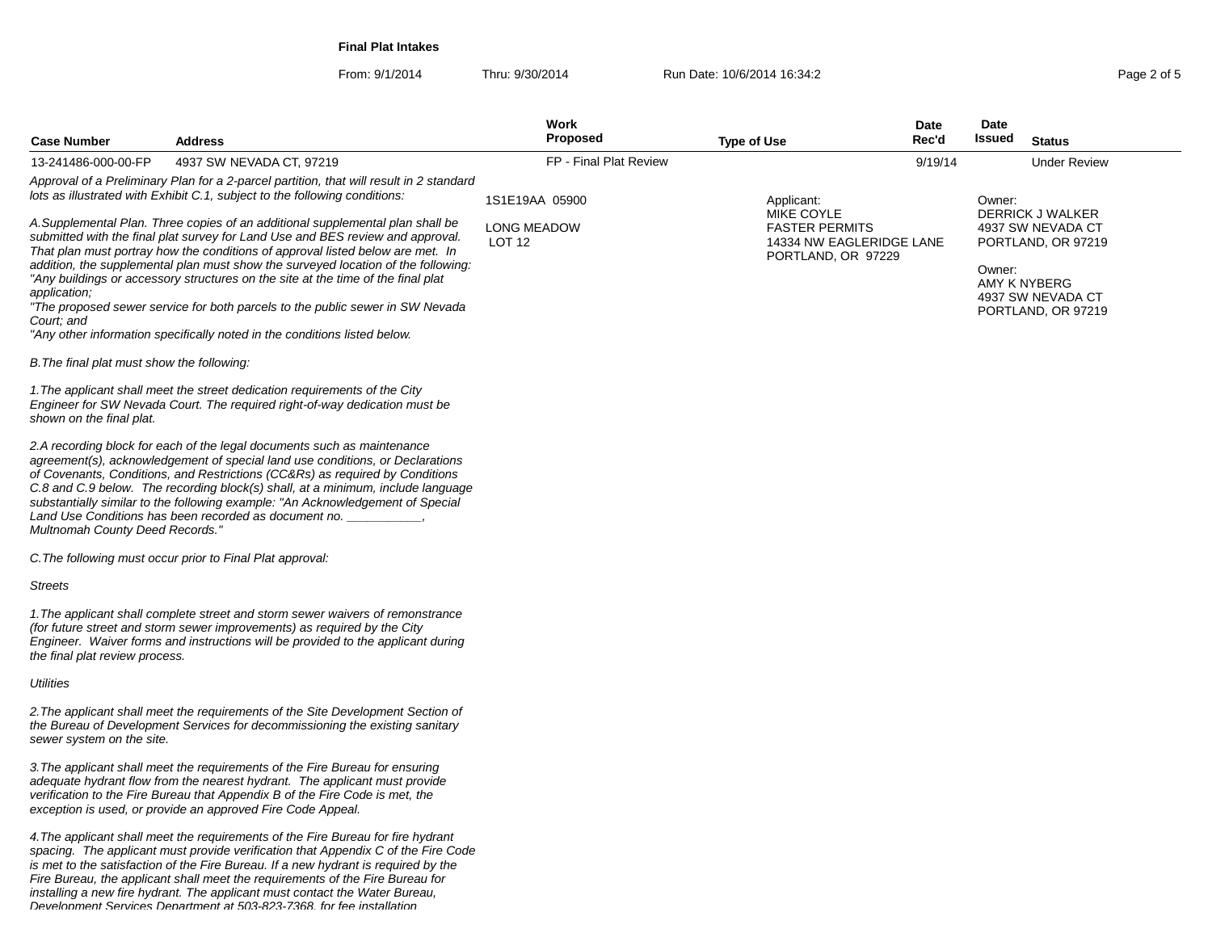**Final Plat Intakes**

From: 9/1/2014 Thru: 9/30/2014 Run Date: 10/6/2014 16:34:2

| Case Number | Address | Work Proposed | Type of Use | Date Rec'd | Date Issued | Status |
|---|---|---|---|---|---|---|
| 13-241486-000-00-FP | 4937 SW NEVADA CT, 97219 | FP - Final Plat Review | | 9/19/14 | | Under Review |

1S1E19AA 05900

LONG MEADOW
LOT 12

Applicant:
MIKE COYLE
FASTER PERMITS
14334 NW EAGLERIDGE LANE
PORTLAND, OR 97229

Owner:
DERRICK J WALKER
4937 SW NEVADA CT
PORTLAND, OR 97219

Owner:
AMY K NYBERG
4937 SW NEVADA CT
PORTLAND, OR 97219

*Approval of a Preliminary Plan for a 2-parcel partition, that will result in 2 standard lots as illustrated with Exhibit C.1, subject to the following conditions:*

*A.Supplemental Plan. Three copies of an additional supplemental plan shall be submitted with the final plat survey for Land Use and BES review and approval. That plan must portray how the conditions of approval listed below are met. In addition, the supplemental plan must show the surveyed location of the following:*
*"Any buildings or accessory structures on the site at the time of the final plat application;*
*"The proposed sewer service for both parcels to the public sewer in SW Nevada Court; and*
*"Any other information specifically noted in the conditions listed below.*

*B.The final plat must show the following:*

*1.The applicant shall meet the street dedication requirements of the City Engineer for SW Nevada Court. The required right-of-way dedication must be shown on the final plat.*

*2.A recording block for each of the legal documents such as maintenance agreement(s), acknowledgement of special land use conditions, or Declarations of Covenants, Conditions, and Restrictions (CC&Rs) as required by Conditions C.8 and C.9 below. The recording block(s) shall, at a minimum, include language substantially similar to the following example: "An Acknowledgement of Special Land Use Conditions has been recorded as document no. ___________, Multnomah County Deed Records."*

*C.The following must occur prior to Final Plat approval:*

*Streets*

*1.The applicant shall complete street and storm sewer waivers of remonstrance (for future street and storm sewer improvements) as required by the City Engineer. Waiver forms and instructions will be provided to the applicant during the final plat review process.*

*Utilities*

*2.The applicant shall meet the requirements of the Site Development Section of the Bureau of Development Services for decommissioning the existing sanitary sewer system on the site.*

*3.The applicant shall meet the requirements of the Fire Bureau for ensuring adequate hydrant flow from the nearest hydrant. The applicant must provide verification to the Fire Bureau that Appendix B of the Fire Code is met, the exception is used, or provide an approved Fire Code Appeal.*

*4.The applicant shall meet the requirements of the Fire Bureau for fire hydrant spacing. The applicant must provide verification that Appendix C of the Fire Code is met to the satisfaction of the Fire Bureau. If a new hydrant is required by the Fire Bureau, the applicant shall meet the requirements of the Fire Bureau for installing a new fire hydrant. The applicant must contact the Water Bureau, Development Services Department at 503-823-7368, for fee installation*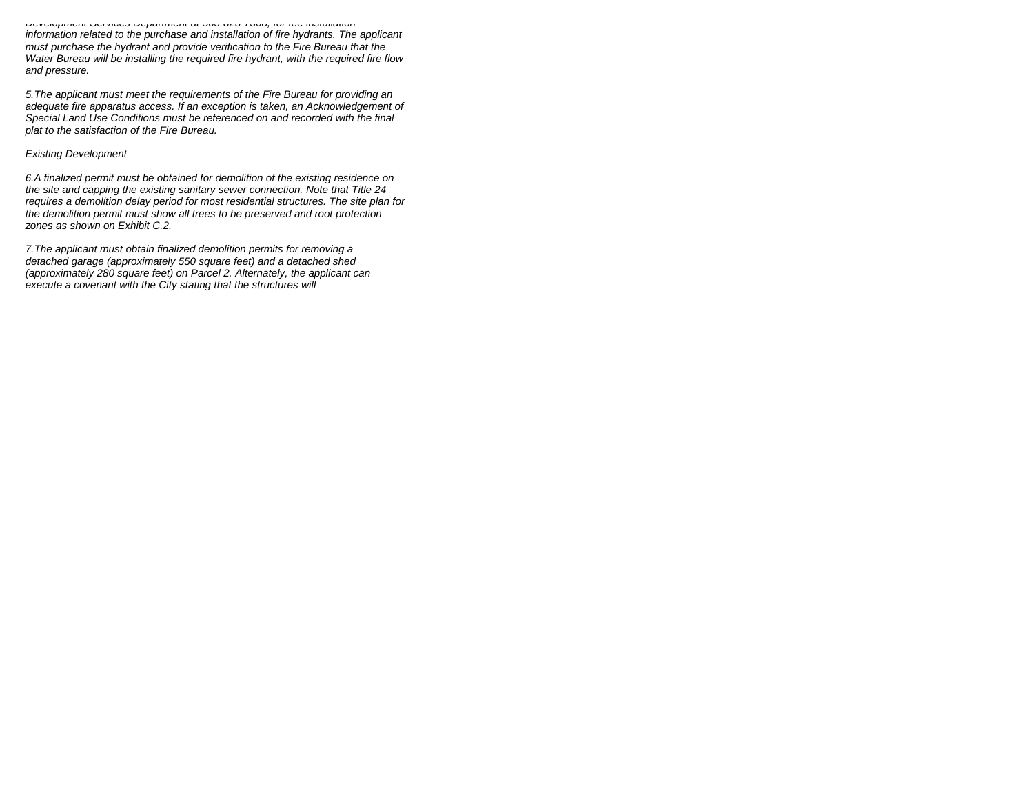*Development Services Department at 503-823-7368, for fee installation information related to the purchase and installation of fire hydrants. The applicant must purchase the hydrant and provide verification to the Fire Bureau that the Water Bureau will be installing the required fire hydrant, with the required fire flow and pressure.*

*5.The applicant must meet the requirements of the Fire Bureau for providing an adequate fire apparatus access. If an exception is taken, an Acknowledgement of Special Land Use Conditions must be referenced on and recorded with the final plat to the satisfaction of the Fire Bureau.*

*Existing Development*

*6.A finalized permit must be obtained for demolition of the existing residence on the site and capping the existing sanitary sewer connection. Note that Title 24 requires a demolition delay period for most residential structures. The site plan for the demolition permit must show all trees to be preserved and root protection zones as shown on Exhibit C.2.*

*7.The applicant must obtain finalized demolition permits for removing a detached garage (approximately 550 square feet) and a detached shed (approximately 280 square feet) on Parcel 2. Alternately, the applicant can execute a covenant with the City stating that the structures will*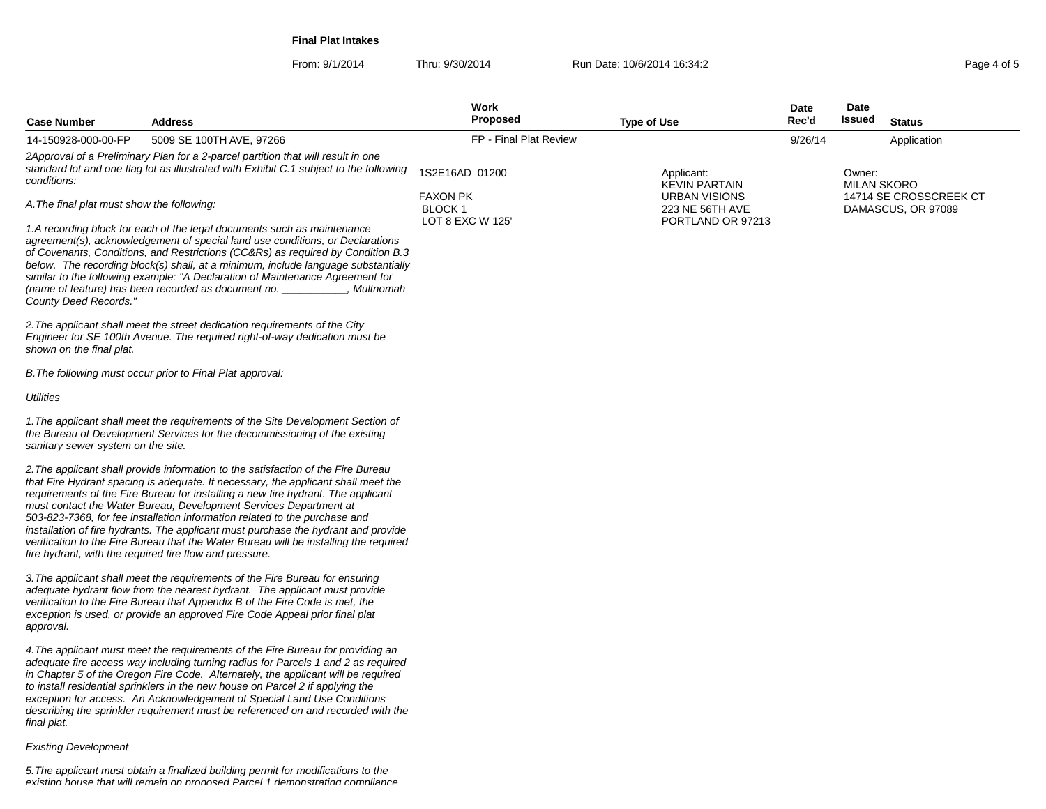**Final Plat Intakes**

From: 9/1/2014 Thru: 9/30/2014 Run Date: 10/6/2014 16:34:2

| Case Number | Address | Work Proposed | Type of Use | Date Rec'd | Date Issued | Status |
|---|---|---|---|---|---|---|
| 14-150928-000-00-FP | 5009 SE 100TH AVE, 97266 | FP - Final Plat Review | | 9/26/14 | | Application |

1S2E16AD 01200

FAXON PK
BLOCK 1
LOT 8 EXC W 125'

Applicant:
KEVIN PARTAIN
URBAN VISIONS
223 NE 56TH AVE
PORTLAND OR 97213

Owner:
MILAN SKORO
14714 SE CROSSCREEK CT
DAMASCUS, OR 97089

*2Approval of a Preliminary Plan for a 2-parcel partition that will result in one standard lot and one flag lot as illustrated with Exhibit C.1 subject to the following conditions:*

*A.The final plat must show the following:*

*1.A recording block for each of the legal documents such as maintenance agreement(s), acknowledgement of special land use conditions, or Declarations of Covenants, Conditions, and Restrictions (CC&Rs) as required by Condition B.3 below. The recording block(s) shall, at a minimum, include language substantially similar to the following example: "A Declaration of Maintenance Agreement for (name of feature) has been recorded as document no. ___________, Multnomah County Deed Records."*

*2.The applicant shall meet the street dedication requirements of the City Engineer for SE 100th Avenue. The required right-of-way dedication must be shown on the final plat.*

*B.The following must occur prior to Final Plat approval:*

*Utilities*

*1.The applicant shall meet the requirements of the Site Development Section of the Bureau of Development Services for the decommissioning of the existing sanitary sewer system on the site.*

*2.The applicant shall provide information to the satisfaction of the Fire Bureau that Fire Hydrant spacing is adequate. If necessary, the applicant shall meet the requirements of the Fire Bureau for installing a new fire hydrant. The applicant must contact the Water Bureau, Development Services Department at 503-823-7368, for fee installation information related to the purchase and installation of fire hydrants. The applicant must purchase the hydrant and provide verification to the Fire Bureau that the Water Bureau will be installing the required fire hydrant, with the required fire flow and pressure.*

*3.The applicant shall meet the requirements of the Fire Bureau for ensuring adequate hydrant flow from the nearest hydrant. The applicant must provide verification to the Fire Bureau that Appendix B of the Fire Code is met, the exception is used, or provide an approved Fire Code Appeal prior final plat approval.*

*4.The applicant must meet the requirements of the Fire Bureau for providing an adequate fire access way including turning radius for Parcels 1 and 2 as required in Chapter 5 of the Oregon Fire Code. Alternately, the applicant will be required to install residential sprinklers in the new house on Parcel 2 if applying the exception for access. An Acknowledgement of Special Land Use Conditions describing the sprinkler requirement must be referenced on and recorded with the final plat.*

*Existing Development*

*5.The applicant must obtain a finalized building permit for modifications to the existing house that will remain on proposed Parcel 1 demonstrating compliance*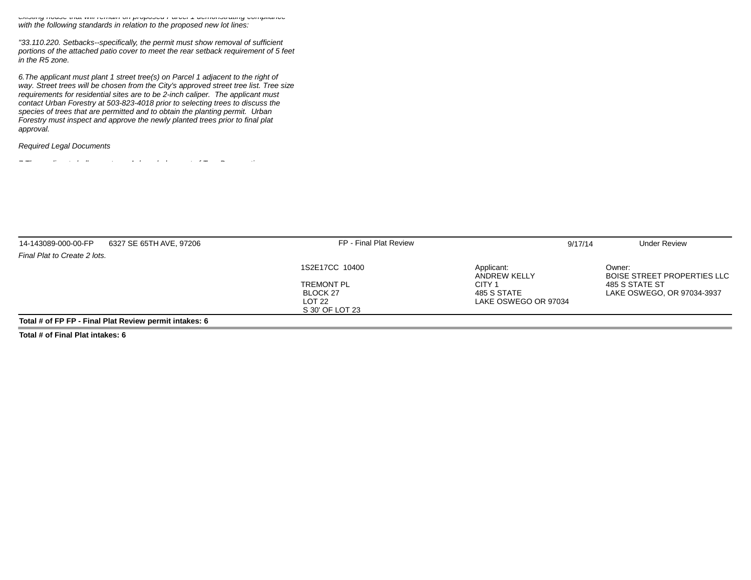existing house that will remain on proposed Parcel 1 demonstrating compliance with the following standards in relation to the proposed new lot lines:

*"33.110.220. Setbacks--specifically, the permit must show removal of sufficient portions of the attached patio cover to meet the rear setback requirement of 5 feet in the R5 zone.*

*6.The applicant must plant 1 street tree(s) on Parcel 1 adjacent to the right of way. Street trees will be chosen from the City's approved street tree list. Tree size requirements for residential sites are to be 2-inch caliper. The applicant must contact Urban Forestry at 503-823-4018 prior to selecting trees to discuss the species of trees that are permitted and to obtain the planting permit. Urban Forestry must inspect and approve the newly planted trees prior to final plat approval.*

*Required Legal Documents*

| 14-143089-000-00-FP | 6327 SE 65TH AVE, 97206 | FP - Final Plat Review | | 9/17/14 | Under Review |
|---|---|---|---|---|---|
| *Final Plat to Create 2 lots.* | | | | | |
| | | 1S2E17CC 10400<br><br>TREMONT PL<br>BLOCK 27<br>LOT 22<br>S 30' OF LOT 23 | Applicant:<br>ANDREW KELLY<br>CITY 1<br>485 S STATE<br>LAKE OSWEGO OR 97034 | | Owner:<br>BOISE STREET PROPERTIES LLC<br>485 S STATE ST<br>LAKE OSWEGO, OR 97034-3937 |

**Total # of FP FP - Final Plat Review permit intakes: 6**

**Total # of Final Plat intakes: 6**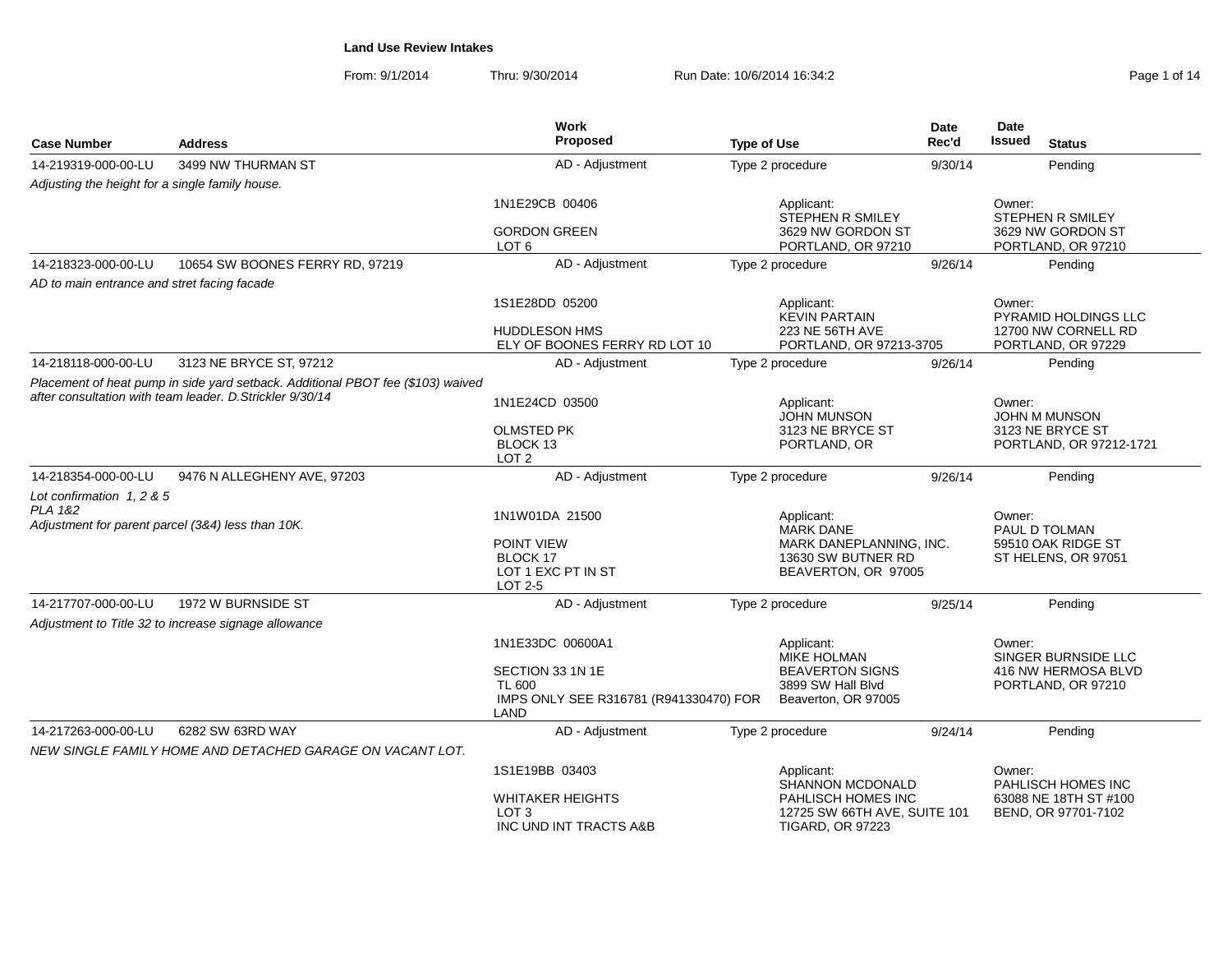## Land Use Review Intakes

From: 9/1/2014 Thru: 9/30/2014 Run Date: 10/6/2014 16:34:2

| Case Number | Address | Work Proposed | Type of Use | Date Rec'd | Date Issued | Status |
|---|---|---|---|---|---|---|
| 14-219319-000-00-LU | 3499 NW THURMAN ST | AD - Adjustment | Type 2 procedure | 9/30/14 | | Pending |
| *Adjusting the height for a single family house.* | | 1N1E29CB 00406<br><br>GORDON GREEN<br>LOT 6 | Applicant:<br>STEPHEN R SMILEY<br>3629 NW GORDON ST<br>PORTLAND, OR 97210 | | Owner:<br>STEPHEN R SMILEY<br>3629 NW GORDON ST<br>PORTLAND, OR 97210 | |
| 14-218323-000-00-LU | 10654 SW BOONES FERRY RD, 97219 | AD - Adjustment | Type 2 procedure | 9/26/14 | | Pending |
| *AD to main entrance and stret facing facade* | | 1S1E28DD 05200<br><br>HUDDLESON HMS<br>ELY OF BOONES FERRY RD LOT 10 | Applicant:<br>KEVIN PARTAIN<br>223 NE 56TH AVE<br>PORTLAND, OR 97213-3705 | | Owner:<br>PYRAMID HOLDINGS LLC<br>12700 NW CORNELL RD<br>PORTLAND, OR 97229 | |
| 14-218118-000-00-LU | 3123 NE BRYCE ST, 97212 | AD - Adjustment | Type 2 procedure | 9/26/14 | | Pending |
| *Placement of heat pump in side yard setback. Additional PBOT fee ($103) waived after consultation with team leader. D.Strickler 9/30/14* | | 1N1E24CD 03500<br><br>OLMSTED PK<br>BLOCK 13<br>LOT 2 | Applicant:<br>JOHN MUNSON<br>3123 NE BRYCE ST<br>PORTLAND, OR | | Owner:<br>JOHN M MUNSON<br>3123 NE BRYCE ST<br>PORTLAND, OR 97212-1721 | |
| 14-218354-000-00-LU | 9476 N ALLEGHENY AVE, 97203 | AD - Adjustment | Type 2 procedure | 9/26/14 | | Pending |
| *Lot confirmation 1, 2 & 5<br>PLA 1&2<br>Adjustment for parent parcel (3&4) less than 10K.* | | 1N1W01DA 21500<br><br>POINT VIEW<br>BLOCK 17<br>LOT 1 EXC PT IN ST<br>LOT 2-5 | Applicant:<br>MARK DANE<br>MARK DANEPLANNING, INC.<br>13630 SW BUTNER RD<br>BEAVERTON, OR 97005 | | Owner:<br>PAUL D TOLMAN<br>59510 OAK RIDGE ST<br>ST HELENS, OR 97051 | |
| 14-217707-000-00-LU | 1972 W BURNSIDE ST | AD - Adjustment | Type 2 procedure | 9/25/14 | | Pending |
| *Adjustment to Title 32 to increase signage allowance* | | 1N1E33DC 00600A1<br><br>SECTION 33 1N 1E<br>TL 600<br>IMPS ONLY SEE R316781 (R941330470) FOR LAND | Applicant:<br>MIKE HOLMAN<br>BEAVERTON SIGNS<br>3899 SW Hall Blvd<br>Beaverton, OR 97005 | | Owner:<br>SINGER BURNSIDE LLC<br>416 NW HERMOSA BLVD<br>PORTLAND, OR 97210 | |
| 14-217263-000-00-LU | 6282 SW 63RD WAY | AD - Adjustment | Type 2 procedure | 9/24/14 | | Pending |
| *NEW SINGLE FAMILY HOME AND DETACHED GARAGE ON VACANT LOT.* | | 1S1E19BB 03403<br><br>WHITAKER HEIGHTS<br>LOT 3<br>INC UND INT TRACTS A&B | Applicant:<br>SHANNON MCDONALD<br>PAHLISCH HOMES INC<br>12725 SW 66TH AVE, SUITE 101<br>TIGARD, OR 97223 | | Owner:<br>PAHLISCH HOMES INC<br>63088 NE 18TH ST #100<br>BEND, OR 97701-7102 | |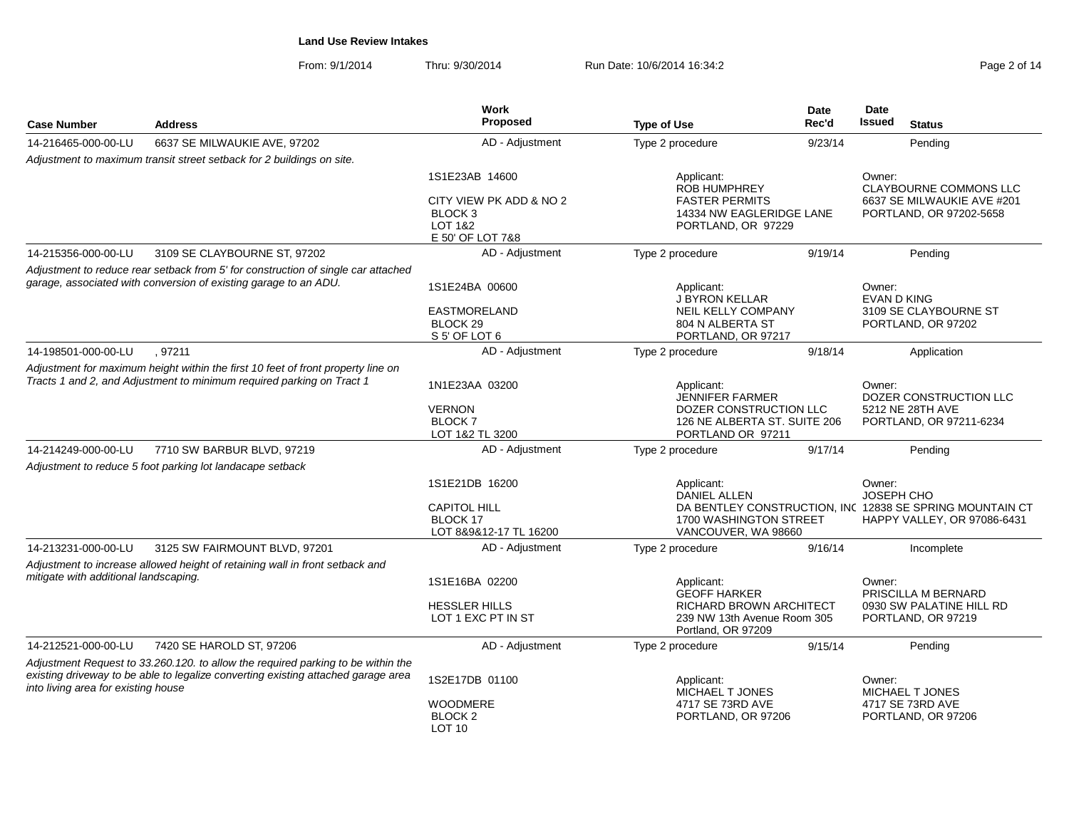**Land Use Review Intakes**

From: 9/1/2014 Thru: 9/30/2014 Run Date: 10/6/2014 16:34:2

| Case Number | Address | Work Proposed | Type of Use | Date Rec'd | Date Issued | Status |
|---|---|---|---|---|---|---|
| 14-216465-000-00-LU | 6637 SE MILWAUKIE AVE, 97202 | AD - Adjustment | Type 2 procedure | 9/23/14 | | Pending |
| *Adjustment to maximum transit street setback for 2 buildings on site.* | | 1S1E23AB 14600<br><br>CITY VIEW PK ADD & NO 2<br>BLOCK 3<br>LOT 1&2<br>E 50' OF LOT 7&8 | Applicant:<br>ROB HUMPHREY<br>FASTER PERMITS<br>14334 NW EAGLERIDGE LANE<br>PORTLAND, OR 97229 | | Owner:<br>CLAYBOURNE COMMONS LLC<br>6637 SE MILWAUKIE AVE #201<br>PORTLAND, OR 97202-5658 | |
| 14-215356-000-00-LU | 3109 SE CLAYBOURNE ST, 97202 | AD - Adjustment | Type 2 procedure | 9/19/14 | | Pending |
| *Adjustment to reduce rear setback from 5' for construction of single car attached garage, associated with conversion of existing garage to an ADU.* | | 1S1E24BA 00600<br><br>EASTMORELAND<br>BLOCK 29<br>S 5' OF LOT 6 | Applicant:<br>J BYRON KELLAR<br>NEIL KELLY COMPANY<br>804 N ALBERTA ST<br>PORTLAND, OR 97217 | | Owner:<br>EVAN D KING<br>3109 SE CLAYBOURNE ST<br>PORTLAND, OR 97202 | |
| 14-198501-000-00-LU | , 97211 | AD - Adjustment | Type 2 procedure | 9/18/14 | | Application |
| *Adjustment for maximum height within the first 10 feet of front property line on Tracts 1 and 2, and Adjustment to minimum required parking on Tract 1* | | 1N1E23AA 03200<br><br>VERNON<br>BLOCK 7<br>LOT 1&2 TL 3200 | Applicant:<br>JENNIFER FARMER<br>DOZER CONSTRUCTION LLC<br>126 NE ALBERTA ST. SUITE 206<br>PORTLAND OR 97211 | | Owner:<br>DOZER CONSTRUCTION LLC<br>5212 NE 28TH AVE<br>PORTLAND, OR 97211-6234 | |
| 14-214249-000-00-LU | 7710 SW BARBUR BLVD, 97219 | AD - Adjustment | Type 2 procedure | 9/17/14 | | Pending |
| *Adjustment to reduce 5 foot parking lot landacape setback* | | 1S1E21DB 16200<br><br>CAPITOL HILL<br>BLOCK 17<br>LOT 8&9&12-17 TL 16200 | Applicant:<br>DANIEL ALLEN<br>DA BENTLEY CONSTRUCTION, INC<br>1700 WASHINGTON STREET<br>VANCOUVER, WA 98660 | | Owner:<br>JOSEPH CHO<br>12838 SE SPRING MOUNTAIN CT<br>HAPPY VALLEY, OR 97086-6431 | |
| 14-213231-000-00-LU | 3125 SW FAIRMOUNT BLVD, 97201 | AD - Adjustment | Type 2 procedure | 9/16/14 | | Incomplete |
| *Adjustment to increase allowed height of retaining wall in front setback and mitigate with additional landscaping.* | | 1S1E16BA 02200<br><br>HESSLER HILLS<br>LOT 1 EXC PT IN ST | Applicant:<br>GEOFF HARKER<br>RICHARD BROWN ARCHITECT<br>239 NW 13th Avenue Room 305<br>Portland, OR 97209 | | Owner:<br>PRISCILLA M BERNARD<br>0930 SW PALATINE HILL RD<br>PORTLAND, OR 97219 | |
| 14-212521-000-00-LU | 7420 SE HAROLD ST, 97206 | AD - Adjustment | Type 2 procedure | 9/15/14 | | Pending |
| *Adjustment Request to 33.260.120. to allow the required parking to be within the existing driveway to be able to legalize converting existing attached garage area into living area for existing house* | | 1S2E17DB 01100<br><br>WOODMERE<br>BLOCK 2<br>LOT 10 | Applicant:<br>MICHAEL T JONES<br>4717 SE 73RD AVE<br>PORTLAND, OR 97206 | | Owner:<br>MICHAEL T JONES<br>4717 SE 73RD AVE<br>PORTLAND, OR 97206 | |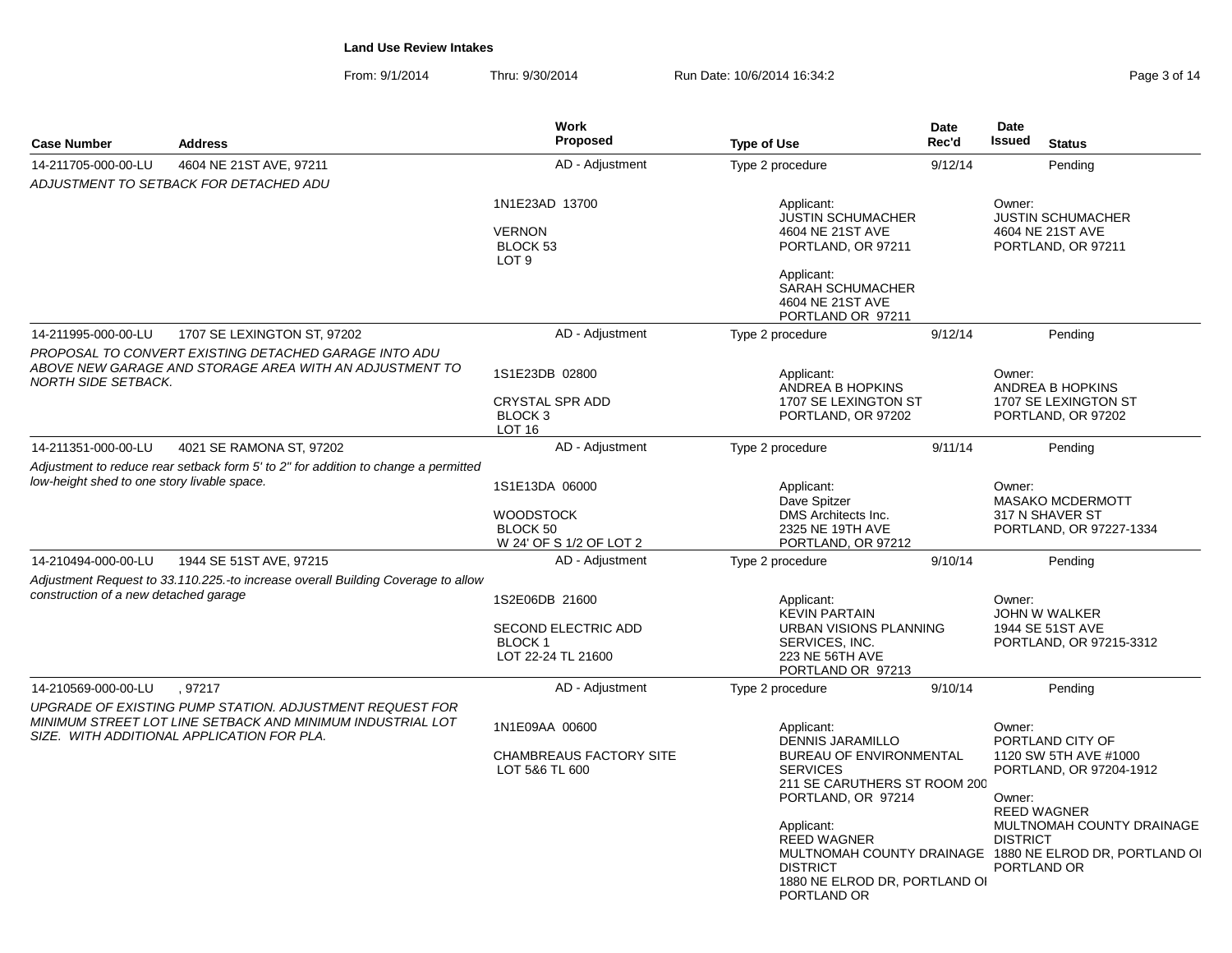**Land Use Review Intakes**

From: 9/1/2014 Thru: 9/30/2014 Run Date: 10/6/2014 16:34:2

| Case Number | Address | Work Proposed | Type of Use | Date Rec'd | Date Issued | Status |
|---|---|---|---|---|---|---|
| 14-211705-000-00-LU | 4604 NE 21ST AVE, 97211 | AD - Adjustment | Type 2 procedure | 9/12/14 | | Pending |
| ADJUSTMENT TO SETBACK FOR DETACHED ADU | | 1N1E23AD 13700<br><br>VERNON<br>BLOCK 53<br>LOT 9 | Applicant:<br>JUSTIN SCHUMACHER<br>4604 NE 21ST AVE<br>PORTLAND, OR 97211<br><br>Applicant:<br>SARAH SCHUMACHER<br>4604 NE 21ST AVE<br>PORTLAND OR 97211 | | Owner:<br>JUSTIN SCHUMACHER<br>4604 NE 21ST AVE<br>PORTLAND, OR 97211 | |
| 14-211995-000-00-LU | 1707 SE LEXINGTON ST, 97202 | AD - Adjustment | Type 2 procedure | 9/12/14 | | Pending |
| PROPOSAL TO CONVERT EXISTING DETACHED GARAGE INTO ADU ABOVE NEW GARAGE AND STORAGE AREA WITH AN ADJUSTMENT TO NORTH SIDE SETBACK. | | 1S1E23DB 02800<br><br>CRYSTAL SPR ADD<br>BLOCK 3<br>LOT 16 | Applicant:<br>ANDREA B HOPKINS<br>1707 SE LEXINGTON ST<br>PORTLAND, OR 97202 | | Owner:<br>ANDREA B HOPKINS<br>1707 SE LEXINGTON ST<br>PORTLAND, OR 97202 | |
| 14-211351-000-00-LU | 4021 SE RAMONA ST, 97202 | AD - Adjustment | Type 2 procedure | 9/11/14 | | Pending |
| Adjustment to reduce rear setback form 5' to 2" for addition to change a permitted low-height shed to one story livable space. | | 1S1E13DA 06000<br><br>WOODSTOCK<br>BLOCK 50<br>W 24' OF S 1/2 OF LOT 2 | Applicant:<br>Dave Spitzer<br>DMS Architects Inc.<br>2325 NE 19TH AVE<br>PORTLAND, OR 97212 | | Owner:<br>MASAKO MCDERMOTT<br>317 N SHAVER ST<br>PORTLAND, OR 97227-1334 | |
| 14-210494-000-00-LU | 1944 SE 51ST AVE, 97215 | AD - Adjustment | Type 2 procedure | 9/10/14 | | Pending |
| Adjustment Request to 33.110.225.-to increase overall Building Coverage to allow construction of a new detached garage | | 1S2E06DB 21600<br><br>SECOND ELECTRIC ADD<br>BLOCK 1<br>LOT 22-24 TL 21600 | Applicant:<br>KEVIN PARTAIN<br>URBAN VISIONS PLANNING SERVICES, INC.<br>223 NE 56TH AVE<br>PORTLAND OR 97213 | | Owner:<br>JOHN W WALKER<br>1944 SE 51ST AVE<br>PORTLAND, OR 97215-3312 | |
| 14-210569-000-00-LU | , 97217 | AD - Adjustment | Type 2 procedure | 9/10/14 | | Pending |
| UPGRADE OF EXISTING PUMP STATION. ADJUSTMENT REQUEST FOR MINIMUM STREET LOT LINE SETBACK AND MINIMUM INDUSTRIAL LOT SIZE. WITH ADDITIONAL APPLICATION FOR PLA. | | 1N1E09AA 00600<br><br>CHAMBREAUS FACTORY SITE<br>LOT 5&6 TL 600 | Applicant:<br>DENNIS JARAMILLO<br>BUREAU OF ENVIRONMENTAL SERVICES<br>211 SE CARUTHERS ST ROOM 200<br>PORTLAND, OR 97214<br><br>Applicant:<br>REED WAGNER<br>MULTNOMAH COUNTY DRAINAGE DISTRICT<br>1880 NE ELROD DR, PORTLAND OI<br>PORTLAND OR | | Owner:<br>PORTLAND CITY OF<br>1120 SW 5TH AVE #1000<br>PORTLAND, OR 97204-1912<br><br>Owner:<br>REED WAGNER<br>MULTNOMAH COUNTY DRAINAGE DISTRICT<br>1880 NE ELROD DR, PORTLAND OI<br>PORTLAND OR | |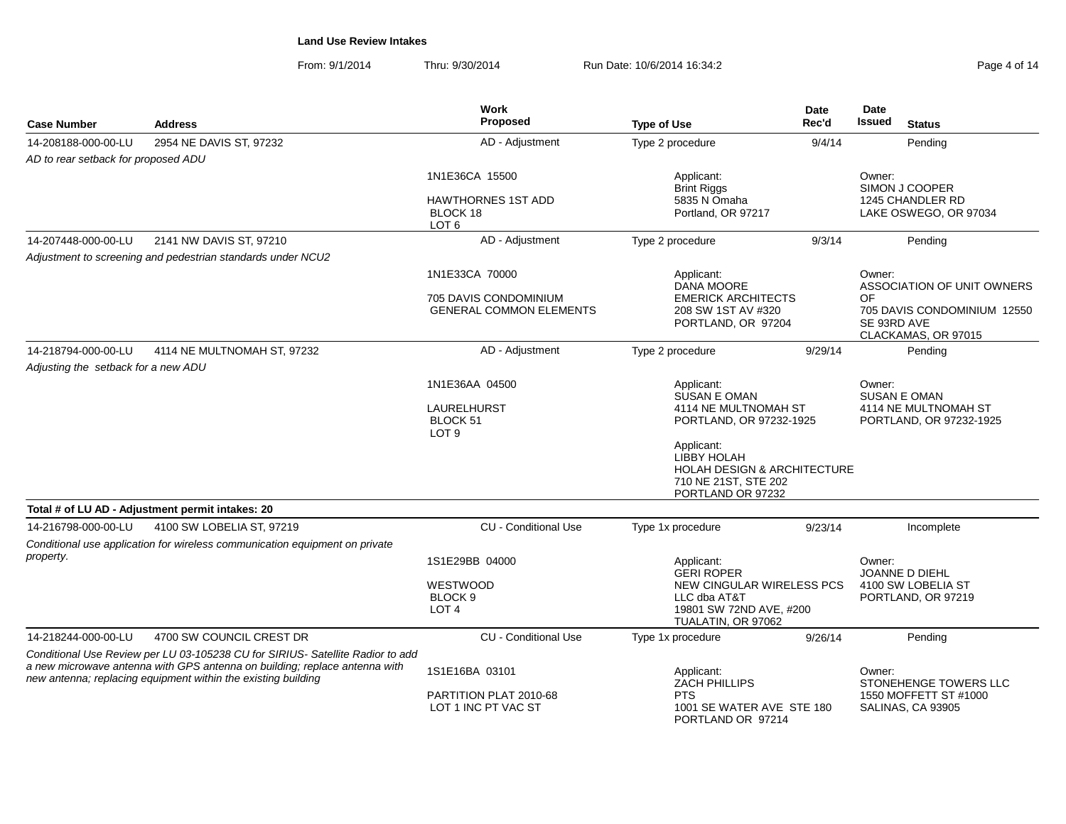**Land Use Review Intakes**

From: 9/1/2014 Thru: 9/30/2014 Run Date: 10/6/2014 16:34:2

| Case Number | Address | Work Proposed | Type of Use | Date Rec'd | Date Issued | Status |
|---|---|---|---|---|---|---|
| 14-208188-000-00-LU | 2954 NE DAVIS ST, 97232 | AD - Adjustment | Type 2 procedure | 9/4/14 | | Pending |
| *AD to rear setback for proposed ADU* | | | | | | |
| | | 1N1E36CA 15500<br>HAWTHORNES 1ST ADD<br>BLOCK 18<br>LOT 6 | Applicant:<br>Brint Riggs<br>5835 N Omaha<br>Portland, OR 97217 | | Owner:<br>SIMON J COOPER<br>1245 CHANDLER RD<br>LAKE OSWEGO, OR 97034 | |
| 14-207448-000-00-LU | 2141 NW DAVIS ST, 97210 | AD - Adjustment | Type 2 procedure | 9/3/14 | | Pending |
| *Adjustment to screening and pedestrian standards under NCU2* | | | | | | |
| | | 1N1E33CA 70000<br>705 DAVIS CONDOMINIUM<br>GENERAL COMMON ELEMENTS | Applicant:<br>DANA MOORE<br>EMERICK ARCHITECTS<br>208 SW 1ST AV #320<br>PORTLAND, OR 97204 | | Owner:<br>ASSOCIATION OF UNIT OWNERS OF<br>705 DAVIS CONDOMINIUM 12550 SE 93RD AVE<br>CLACKAMAS, OR 97015 | |
| 14-218794-000-00-LU | 4114 NE MULTNOMAH ST, 97232 | AD - Adjustment | Type 2 procedure | 9/29/14 | | Pending |
| *Adjusting the setback for a new ADU* | | | | | | |
| | | 1N1E36AA 04500<br>LAURELHURST<br>BLOCK 51<br>LOT 9 | Applicant:<br>SUSAN E OMAN<br>4114 NE MULTNOMAH ST<br>PORTLAND, OR 97232-1925<br><br>Applicant:<br>LIBBY HOLAH<br>HOLAH DESIGN & ARCHITECTURE<br>710 NE 21ST, STE 202<br>PORTLAND OR 97232 | | Owner:<br>SUSAN E OMAN<br>4114 NE MULTNOMAH ST<br>PORTLAND, OR 97232-1925 | |
| **Total # of LU AD - Adjustment permit intakes: 20** | | | | | | |
| 14-216798-000-00-LU | 4100 SW LOBELIA ST, 97219 | CU - Conditional Use | Type 1x procedure | 9/23/14 | | Incomplete |
| *Conditional use application for wireless communication equipment on private property.* | | | | | | |
| | | 1S1E29BB 04000<br>WESTWOOD<br>BLOCK 9<br>LOT 4 | Applicant:<br>GERI ROPER<br>NEW CINGULAR WIRELESS PCS LLC dba AT&T<br>19801 SW 72ND AVE, #200<br>TUALATIN, OR 97062 | | Owner:<br>JOANNE D DIEHL<br>4100 SW LOBELIA ST<br>PORTLAND, OR 97219 | |
| 14-218244-000-00-LU | 4700 SW COUNCIL CREST DR | CU - Conditional Use | Type 1x procedure | 9/26/14 | | Pending |
| *Conditional Use Review per LU 03-105238 CU for SIRIUS- Satellite Radior to add a new microwave antenna with GPS antenna on building; replace antenna with new antenna; replacing equipment within the existing building* | | | | | | |
| | | 1S1E16BA 03101<br>PARTITION PLAT 2010-68<br>LOT 1 INC PT VAC ST | Applicant:<br>ZACH PHILLIPS<br>PTS<br>1001 SE WATER AVE STE 180<br>PORTLAND OR 97214 | | Owner:<br>STONEHENGE TOWERS LLC<br>1550 MOFFETT ST #1000<br>SALINAS, CA 93905 | |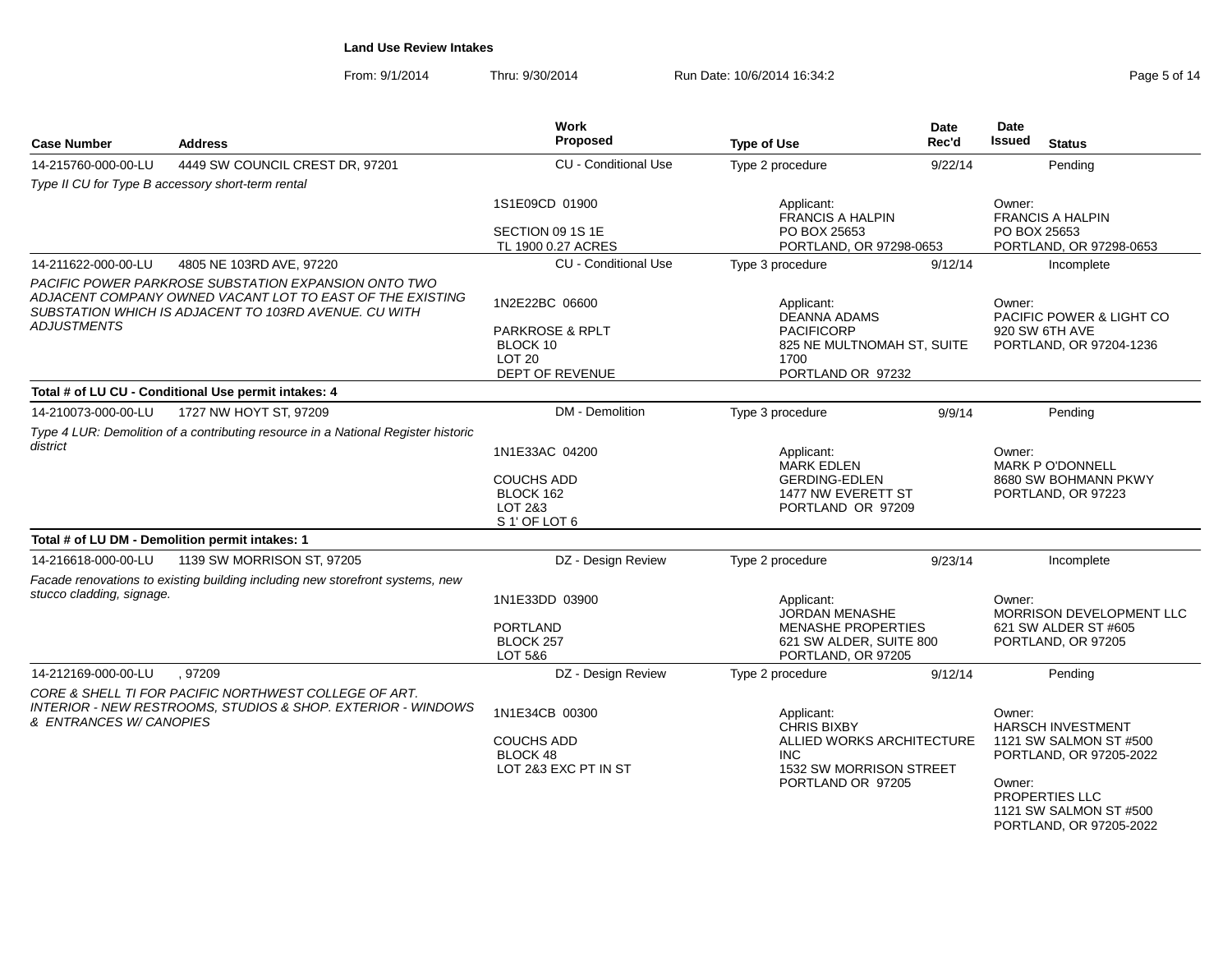**Land Use Review Intakes**

From: 9/1/2014 Thru: 9/30/2014 Run Date: 10/6/2014 16:34:2

| Case Number | Address | Work Proposed | Type of Use | Date Rec'd | Date Issued | Status |
|---|---|---|---|---|---|---|
| 14-215760-000-00-LU | 4449 SW COUNCIL CREST DR, 97201 | CU - Conditional Use | Type 2 procedure | 9/22/14 | | Pending |
| *Type II CU for Type B accessory short-term rental* | | 1S1E09CD 01900<br>SECTION 09 1S 1E<br>TL 1900 0.27 ACRES | Applicant:<br>FRANCIS A HALPIN<br>PO BOX 25653<br>PORTLAND, OR 97298-0653 | | Owner:<br>FRANCIS A HALPIN<br>PO BOX 25653<br>PORTLAND, OR 97298-0653 | |
| 14-211622-000-00-LU | 4805 NE 103RD AVE, 97220 | CU - Conditional Use | Type 3 procedure | 9/12/14 | | Incomplete |
| *PACIFIC POWER PARKROSE SUBSTATION EXPANSION ONTO TWO ADJACENT COMPANY OWNED VACANT LOT TO EAST OF THE EXISTING SUBSTATION WHICH IS ADJACENT TO 103RD AVENUE. CU WITH ADJUSTMENTS* | | 1N2E22BC 06600<br>PARKROSE & RPLT<br>BLOCK 10<br>LOT 20<br>DEPT OF REVENUE | Applicant:<br>DEANNA ADAMS<br>PACIFICORP<br>825 NE MULTNOMAH ST, SUITE 1700<br>PORTLAND OR 97232 | | Owner:<br>PACIFIC POWER & LIGHT CO<br>920 SW 6TH AVE<br>PORTLAND, OR 97204-1236 | |
| **Total # of LU CU - Conditional Use permit intakes: 4** | | | | | | |
| 14-210073-000-00-LU | 1727 NW HOYT ST, 97209 | DM - Demolition | Type 3 procedure | 9/9/14 | | Pending |
| *Type 4 LUR: Demolition of a contributing resource in a National Register historic district* | | 1N1E33AC 04200<br>COUCHS ADD<br>BLOCK 162<br>LOT 2&3<br>S 1' OF LOT 6 | Applicant:<br>MARK EDLEN<br>GERDING-EDLEN<br>1477 NW EVERETT ST<br>PORTLAND OR 97209 | | Owner:<br>MARK P O'DONNELL<br>8680 SW BOHMANN PKWY<br>PORTLAND, OR 97223 | |
| **Total # of LU DM - Demolition permit intakes: 1** | | | | | | |
| 14-216618-000-00-LU | 1139 SW MORRISON ST, 97205 | DZ - Design Review | Type 2 procedure | 9/23/14 | | Incomplete |
| *Facade renovations to existing building including new storefront systems, new stucco cladding, signage.* | | 1N1E33DD 03900<br>PORTLAND<br>BLOCK 257<br>LOT 5&6 | Applicant:<br>JORDAN MENASHE<br>MENASHE PROPERTIES<br>621 SW ALDER, SUITE 800<br>PORTLAND, OR 97205 | | Owner:<br>MORRISON DEVELOPMENT LLC<br>621 SW ALDER ST #605<br>PORTLAND, OR 97205 | |
| 14-212169-000-00-LU | , 97209 | DZ - Design Review | Type 2 procedure | 9/12/14 | | Pending |
| *CORE & SHELL TI FOR PACIFIC NORTHWEST COLLEGE OF ART. INTERIOR - NEW RESTROOMS, STUDIOS & SHOP. EXTERIOR - WINDOWS & ENTRANCES W/ CANOPIES* | | 1N1E34CB 00300<br>COUCHS ADD<br>BLOCK 48<br>LOT 2&3 EXC PT IN ST | Applicant:<br>CHRIS BIXBY<br>ALLIED WORKS ARCHITECTURE INC<br>1532 SW MORRISON STREET<br>PORTLAND OR 97205 | | Owner:<br>HARSCH INVESTMENT<br>1121 SW SALMON ST #500<br>PORTLAND, OR 97205-2022<br>Owner:<br>PROPERTIES LLC<br>1121 SW SALMON ST #500<br>PORTLAND, OR 97205-2022 | |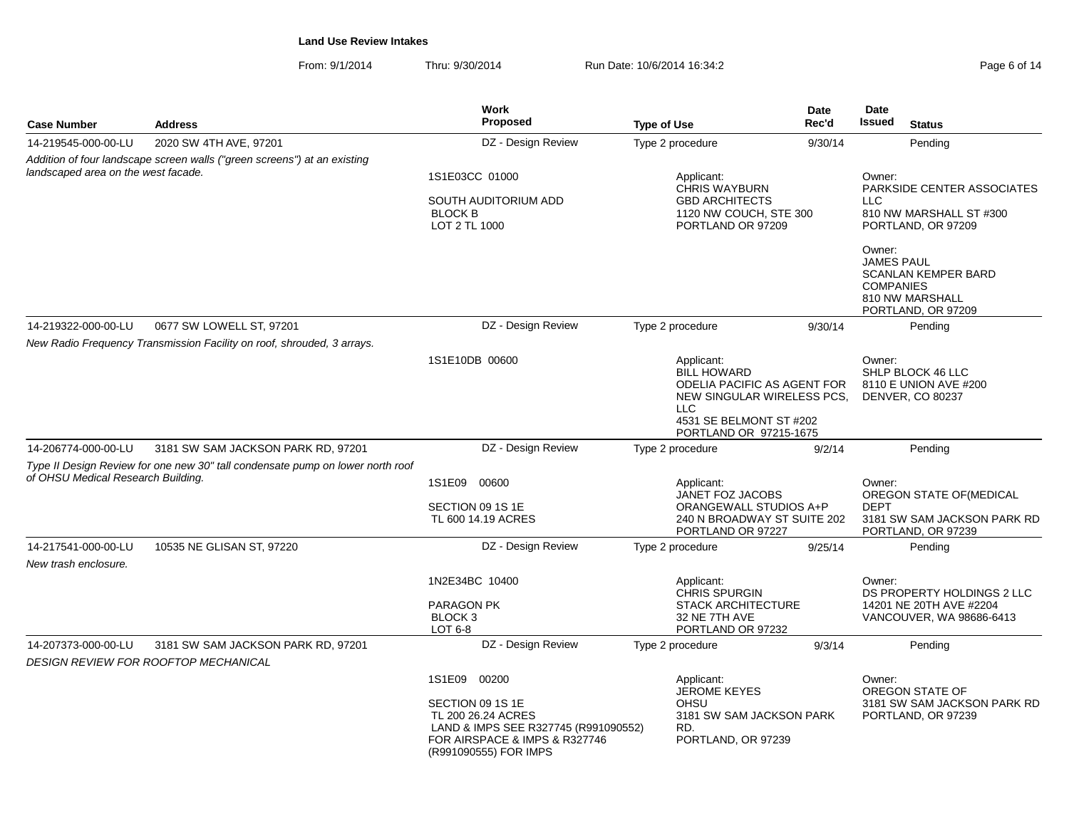**Land Use Review Intakes**

From: 9/1/2014 Thru: 9/30/2014 Run Date: 10/6/2014 16:34:2

| Case Number | Address | Work Proposed | Type of Use | Date Rec'd | Date Issued | Status |
|---|---|---|---|---|---|---|
| 14-219545-000-00-LU | 2020 SW 4TH AVE, 97201 | DZ - Design Review | Type 2 procedure | 9/30/14 | | Pending |
| *Addition of four landscape screen walls ("green screens") at an existing landscaped area on the west facade.* | | 1S1E03CC 01000<br>SOUTH AUDITORIUM ADD<br>BLOCK B<br>LOT 2 TL 1000 | Applicant:<br>CHRIS WAYBURN<br>GBD ARCHITECTS<br>1120 NW COUCH, STE 300<br>PORTLAND OR 97209 | | Owner:<br>PARKSIDE CENTER ASSOCIATES LLC<br>810 NW MARSHALL ST #300<br>PORTLAND, OR 97209<br><br>Owner:<br>JAMES PAUL<br>SCANLAN KEMPER BARD COMPANIES<br>810 NW MARSHALL<br>PORTLAND, OR 97209 | |
| 14-219322-000-00-LU | 0677 SW LOWELL ST, 97201 | DZ - Design Review | Type 2 procedure | 9/30/14 | | Pending |
| *New Radio Frequency Transmission Facility on roof, shrouded, 3 arrays.* | | 1S1E10DB 00600 | Applicant:<br>BILL HOWARD<br>ODELIA PACIFIC AS AGENT FOR NEW SINGULAR WIRELESS PCS, LLC<br>4531 SE BELMONT ST #202<br>PORTLAND OR 97215-1675 | | Owner:<br>SHLP BLOCK 46 LLC<br>8110 E UNION AVE #200<br>DENVER, CO 80237 | |
| 14-206774-000-00-LU | 3181 SW SAM JACKSON PARK RD, 97201 | DZ - Design Review | Type 2 procedure | 9/2/14 | | Pending |
| *Type II Design Review for one new 30" tall condensate pump on lower north roof of OHSU Medical Research Building.* | | 1S1E09 00600<br>SECTION 09 1S 1E<br>TL 600 14.19 ACRES | Applicant:<br>JANET FOZ JACOBS<br>ORANGEWALL STUDIOS A+P<br>240 N BROADWAY ST SUITE 202<br>PORTLAND OR 97227 | | Owner:<br>OREGON STATE OF(MEDICAL DEPT<br>3181 SW SAM JACKSON PARK RD<br>PORTLAND, OR 97239 | |
| 14-217541-000-00-LU | 10535 NE GLISAN ST, 97220 | DZ - Design Review | Type 2 procedure | 9/25/14 | | Pending |
| *New trash enclosure.* | | 1N2E34BC 10400<br>PARAGON PK<br>BLOCK 3<br>LOT 6-8 | Applicant:<br>CHRIS SPURGIN<br>STACK ARCHITECTURE<br>32 NE 7TH AVE<br>PORTLAND OR 97232 | | Owner:<br>DS PROPERTY HOLDINGS 2 LLC<br>14201 NE 20TH AVE #2204<br>VANCOUVER, WA 98686-6413 | |
| 14-207373-000-00-LU | 3181 SW SAM JACKSON PARK RD, 97201 | DZ - Design Review | Type 2 procedure | 9/3/14 | | Pending |
| *DESIGN REVIEW FOR ROOFTOP MECHANICAL* | | 1S1E09 00200<br>SECTION 09 1S 1E<br>TL 200 26.24 ACRES<br>LAND & IMPS SEE R327745 (R991090552) FOR AIRSPACE & IMPS & R327746 (R991090555) FOR IMPS | Applicant:<br>JEROME KEYES<br>OHSU<br>3181 SW SAM JACKSON PARK RD.<br>PORTLAND, OR 97239 | | Owner:<br>OREGON STATE OF<br>3181 SW SAM JACKSON PARK RD<br>PORTLAND, OR 97239 | |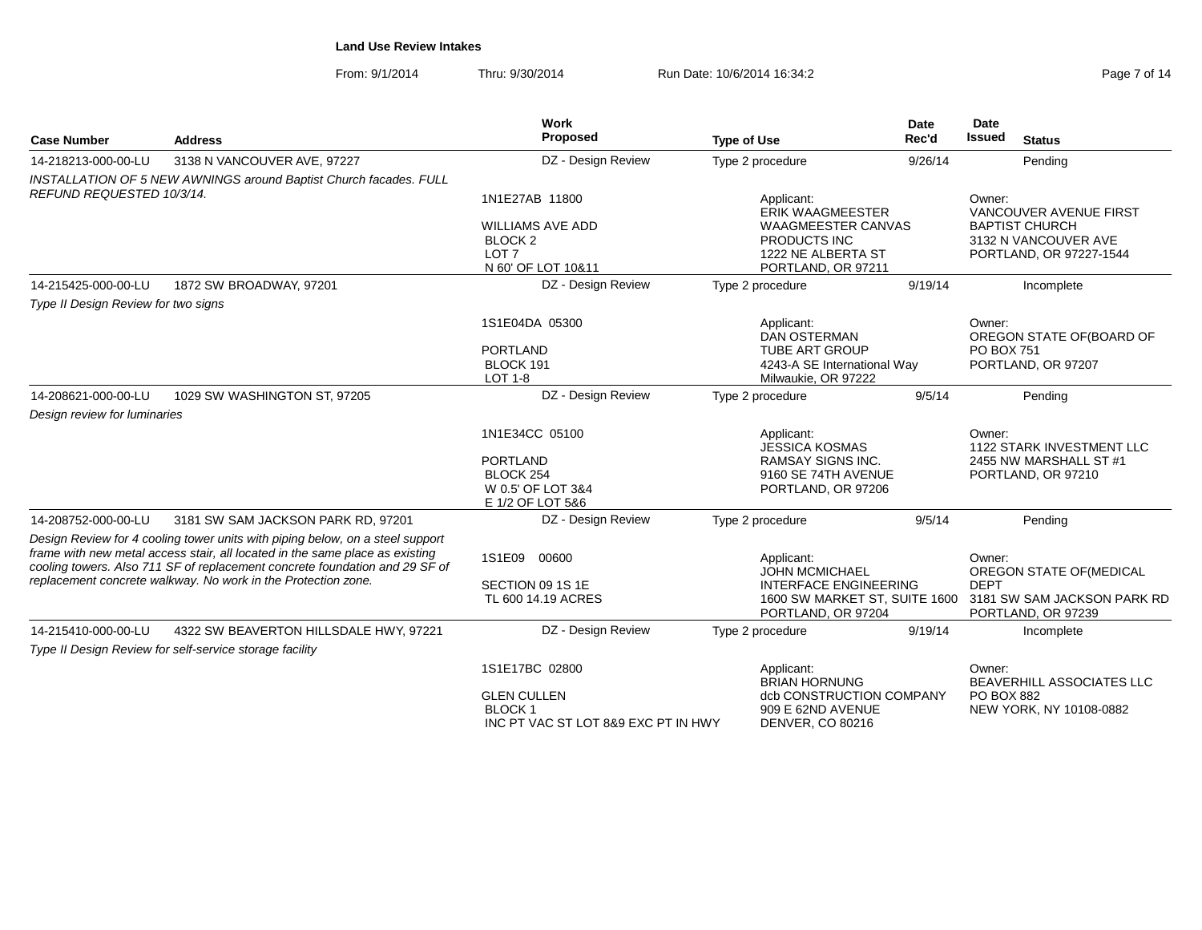**Land Use Review Intakes**

From: 9/1/2014 Thru: 9/30/2014 Run Date: 10/6/2014 16:34:2

| Case Number | Address | Work Proposed | Type of Use | Date Rec'd | Date Issued | Status |
|---|---|---|---|---|---|---|
| 14-218213-000-00-LU | 3138 N VANCOUVER AVE, 97227 | DZ - Design Review | Type 2 procedure | 9/26/14 | | Pending |
| *INSTALLATION OF 5 NEW AWNINGS around Baptist Church facades. FULL REFUND REQUESTED 10/3/14.* | | 1N1E27AB 11800<br><br>WILLIAMS AVE ADD<br>BLOCK 2<br>LOT 7<br>N 60' OF LOT 10&11 | Applicant:<br>ERIK WAAGMEESTER<br>WAAGMEESTER CANVAS PRODUCTS INC<br>1222 NE ALBERTA ST<br>PORTLAND, OR 97211 | | Owner:<br>VANCOUVER AVENUE FIRST BAPTIST CHURCH<br>3132 N VANCOUVER AVE<br>PORTLAND, OR 97227-1544 | |
| 14-215425-000-00-LU | 1872 SW BROADWAY, 97201 | DZ - Design Review | Type 2 procedure | 9/19/14 | | Incomplete |
| *Type II Design Review for two signs* | | 1S1E04DA 05300<br><br>PORTLAND<br>BLOCK 191<br>LOT 1-8 | Applicant:<br>DAN OSTERMAN<br>TUBE ART GROUP<br>4243-A SE International Way<br>Milwaukie, OR 97222 | | Owner:<br>OREGON STATE OF(BOARD OF<br>PO BOX 751<br>PORTLAND, OR 97207 | |
| 14-208621-000-00-LU | 1029 SW WASHINGTON ST, 97205 | DZ - Design Review | Type 2 procedure | 9/5/14 | | Pending |
| *Design review for luminaries* | | 1N1E34CC 05100<br><br>PORTLAND<br>BLOCK 254<br>W 0.5' OF LOT 3&4<br>E 1/2 OF LOT 5&6 | Applicant:<br>JESSICA KOSMAS<br>RAMSAY SIGNS INC.<br>9160 SE 74TH AVENUE<br>PORTLAND, OR 97206 | | Owner:<br>1122 STARK INVESTMENT LLC<br>2455 NW MARSHALL ST #1<br>PORTLAND, OR 97210 | |
| 14-208752-000-00-LU | 3181 SW SAM JACKSON PARK RD, 97201 | DZ - Design Review | Type 2 procedure | 9/5/14 | | Pending |
| *Design Review for 4 cooling tower units with piping below, on a steel support frame with new metal access stair, all located in the same place as existing cooling towers. Also 711 SF of replacement concrete foundation and 29 SF of replacement concrete walkway. No work in the Protection zone.* | | 1S1E09 00600<br><br>SECTION 09 1S 1E<br>TL 600 14.19 ACRES | Applicant:<br>JOHN MCMICHAEL<br>INTERFACE ENGINEERING<br>1600 SW MARKET ST, SUITE 1600<br>PORTLAND, OR 97204 | | Owner:<br>OREGON STATE OF(MEDICAL DEPT<br>3181 SW SAM JACKSON PARK RD<br>PORTLAND, OR 97239 | |
| 14-215410-000-00-LU | 4322 SW BEAVERTON HILLSDALE HWY, 97221 | DZ - Design Review | Type 2 procedure | 9/19/14 | | Incomplete |
| *Type II Design Review for self-service storage facility* | | 1S1E17BC 02800<br><br>GLEN CULLEN<br>BLOCK 1<br>INC PT VAC ST LOT 8&9 EXC PT IN HWY | Applicant:<br>BRIAN HORNUNG<br>dcb CONSTRUCTION COMPANY<br>909 E 62ND AVENUE<br>DENVER, CO 80216 | | Owner:<br>BEAVERHILL ASSOCIATES LLC<br>PO BOX 882<br>NEW YORK, NY 10108-0882 | |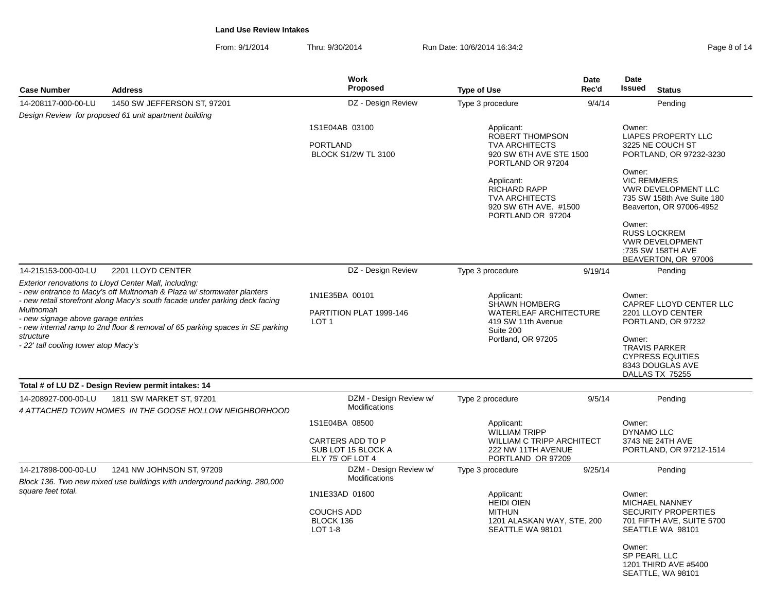## Land Use Review Intakes

From: 9/1/2014 Thru: 9/30/2014 Run Date: 10/6/2014 16:34:2

| Case Number | Address | Work Proposed | Type of Use | Date Rec'd | Date Issued | Status |
|---|---|---|---|---|---|---|
| 14-208117-000-00-LU | 1450 SW JEFFERSON ST, 97201 | DZ - Design Review | Type 3 procedure | 9/4/14 | | Pending |

*Design Review for proposed 61 unit apartment building*

1S1E04AB 03100

PORTLAND
BLOCK S1/2W TL 3100

Applicant:
ROBERT THOMPSON
TVA ARCHITECTS
920 SW 6TH AVE STE 1500
PORTLAND OR 97204

Applicant:
RICHARD RAPP
TVA ARCHITECTS
920 SW 6TH AVE. #1500
PORTLAND OR 97204

Owner:
LIAPES PROPERTY LLC
3225 NE COUCH ST
PORTLAND, OR 97232-3230

Owner:
VIC REMMERS
VWR DEVELOPMENT LLC
735 SW 158th Ave Suite 180
Beaverton, OR 97006-4952

Owner:
RUSS LOCKREM
VWR DEVELOPMENT
;735 SW 158TH AVE
BEAVERTON, OR 97006

| Case Number | Address | Work Proposed | Type of Use | Date Rec'd | Date Issued | Status |
|---|---|---|---|---|---|---|
| 14-215153-000-00-LU | 2201 LLOYD CENTER | DZ - Design Review | Type 3 procedure | 9/19/14 | | Pending |

*Exterior renovations to Lloyd Center Mall, including:*
*- new entrance to Macy's off Multnomah & Plaza w/ stormwater planters*
*- new retail storefront along Macy's south facade under parking deck facing Multnomah*
*- new signage above garage entries*
*- new internal ramp to 2nd floor & removal of 65 parking spaces in SE parking structure*
*- 22' tall cooling tower atop Macy's*

1N1E35BA 00101

PARTITION PLAT 1999-146
LOT 1

Applicant:
SHAWN HOMBERG
WATERLEAF ARCHITECTURE
419 SW 11th Avenue
Suite 200
Portland, OR 97205

Owner:
CAPREF LLOYD CENTER LLC
2201 LLOYD CENTER
PORTLAND, OR 97232

Owner:
TRAVIS PARKER
CYPRESS EQUITIES
8343 DOUGLAS AVE
DALLAS TX 75255

**Total # of LU DZ - Design Review permit intakes: 14**

| Case Number | Address | Work Proposed | Type of Use | Date Rec'd | Date Issued | Status |
|---|---|---|---|---|---|---|
| 14-208927-000-00-LU | 1811 SW MARKET ST, 97201 | DZM - Design Review w/ Modifications | Type 2 procedure | 9/5/14 | | Pending |

*4 ATTACHED TOWN HOMES IN THE GOOSE HOLLOW NEIGHBORHOOD*

1S1E04BA 08500

CARTERS ADD TO P
SUB LOT 15 BLOCK A
ELY 75' OF LOT 4

Applicant:
WILLIAM TRIPP
WILLIAM C TRIPP ARCHITECT
222 NW 11TH AVENUE
PORTLAND OR 97209

Owner:
DYNAMO LLC
3743 NE 24TH AVE
PORTLAND, OR 97212-1514

| Case Number | Address | Work Proposed | Type of Use | Date Rec'd | Date Issued | Status |
|---|---|---|---|---|---|---|
| 14-217898-000-00-LU | 1241 NW JOHNSON ST, 97209 | DZM - Design Review w/ Modifications | Type 3 procedure | 9/25/14 | | Pending |

*Block 136. Two new mixed use buildings with underground parking. 280,000 square feet total.*

1N1E33AD 01600

COUCHS ADD
BLOCK 136
LOT 1-8

Applicant:
HEIDI OIEN
MITHUN
1201 ALASKAN WAY, STE. 200
SEATTLE WA 98101

Owner:
MICHAEL NANNEY
SECURITY PROPERTIES
701 FIFTH AVE, SUITE 5700
SEATTLE WA 98101

Owner:
SP PEARL LLC
1201 THIRD AVE #5400
SEATTLE, WA 98101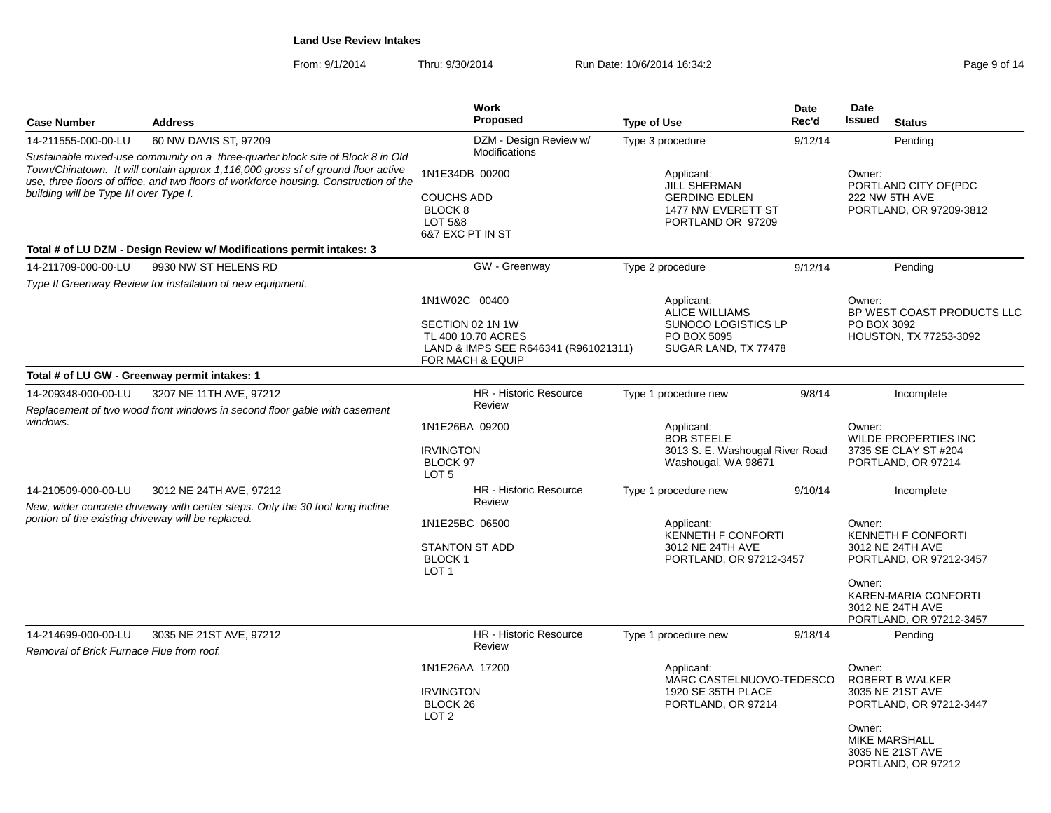**Land Use Review Intakes**

From: 9/1/2014 Thru: 9/30/2014 Run Date: 10/6/2014 16:34:2

| Case Number | Address | Work Proposed | Type of Use | Date Rec'd | Date Issued | Status |
|---|---|---|---|---|---|---|
| 14-211555-000-00-LU | 60 NW DAVIS ST, 97209 | DZM - Design Review w/ Modifications | Type 3 procedure | 9/12/14 | | Pending |

*Sustainable mixed-use community on a three-quarter block site of Block 8 in Old Town/Chinatown. It will contain approx 1,116,000 gross sf of ground floor active use, three floors of office, and two floors of workforce housing. Construction of the building will be Type III over Type I.*

1N1E34DB 00200
COUCHS ADD
BLOCK 8
LOT 5&8
6&7 EXC PT IN ST

Applicant: JILL SHERMAN, GERDING EDLEN, 1477 NW EVERETT ST, PORTLAND OR 97209

Owner: PORTLAND CITY OF(PDC, 222 NW 5TH AVE, PORTLAND, OR 97209-3812

**Total # of LU DZM - Design Review w/ Modifications permit intakes: 3**

| Case Number | Address | Work Proposed | Type of Use | Date Rec'd | Date Issued | Status |
|---|---|---|---|---|---|---|
| 14-211709-000-00-LU | 9930 NW ST HELENS RD | GW - Greenway | Type 2 procedure | 9/12/14 | | Pending |

*Type II Greenway Review for installation of new equipment.*

1N1W02C 00400
SECTION 02 1N 1W
TL 400 10.70 ACRES
LAND & IMPS SEE R646341 (R961021311) FOR MACH & EQUIP

Applicant: ALICE WILLIAMS, SUNOCO LOGISTICS LP, PO BOX 5095, SUGAR LAND, TX 77478

Owner: BP WEST COAST PRODUCTS LLC, PO BOX 3092, HOUSTON, TX 77253-3092

**Total # of LU GW - Greenway permit intakes: 1**

| Case Number | Address | Work Proposed | Type of Use | Date Rec'd | Date Issued | Status |
|---|---|---|---|---|---|---|
| 14-209348-000-00-LU | 3207 NE 11TH AVE, 97212 | HR - Historic Resource Review | Type 1 procedure new | 9/8/14 | | Incomplete |

*Replacement of two wood front windows in second floor gable with casement windows.*

1N1E26BA 09200
IRVINGTON
BLOCK 97
LOT 5

Applicant: BOB STEELE, 3013 S. E. Washougal River Road, Washougal, WA 98671

Owner: WILDE PROPERTIES INC, 3735 SE CLAY ST #204, PORTLAND, OR 97214

| Case Number | Address | Work Proposed | Type of Use | Date Rec'd | Date Issued | Status |
|---|---|---|---|---|---|---|
| 14-210509-000-00-LU | 3012 NE 24TH AVE, 97212 | HR - Historic Resource Review | Type 1 procedure new | 9/10/14 | | Incomplete |

*New, wider concrete driveway with center steps. Only the 30 foot long incline portion of the existing driveway will be replaced.*

1N1E25BC 06500
STANTON ST ADD
BLOCK 1
LOT 1

Applicant: KENNETH F CONFORTI, 3012 NE 24TH AVE, PORTLAND, OR 97212-3457

Owner: KENNETH F CONFORTI, 3012 NE 24TH AVE, PORTLAND, OR 97212-3457

Owner: KAREN-MARIA CONFORTI, 3012 NE 24TH AVE, PORTLAND, OR 97212-3457

| Case Number | Address | Work Proposed | Type of Use | Date Rec'd | Date Issued | Status |
|---|---|---|---|---|---|---|
| 14-214699-000-00-LU | 3035 NE 21ST AVE, 97212 | HR - Historic Resource Review | Type 1 procedure new | 9/18/14 | | Pending |

*Removal of Brick Furnace Flue from roof.*

1N1E26AA 17200
IRVINGTON
BLOCK 26
LOT 2

Applicant: MARC CASTELNUOVO-TEDESCO, 1920 SE 35TH PLACE, PORTLAND, OR 97214

Owner: ROBERT B WALKER, 3035 NE 21ST AVE, PORTLAND, OR 97212-3447

Owner: MIKE MARSHALL, 3035 NE 21ST AVE, PORTLAND, OR 97212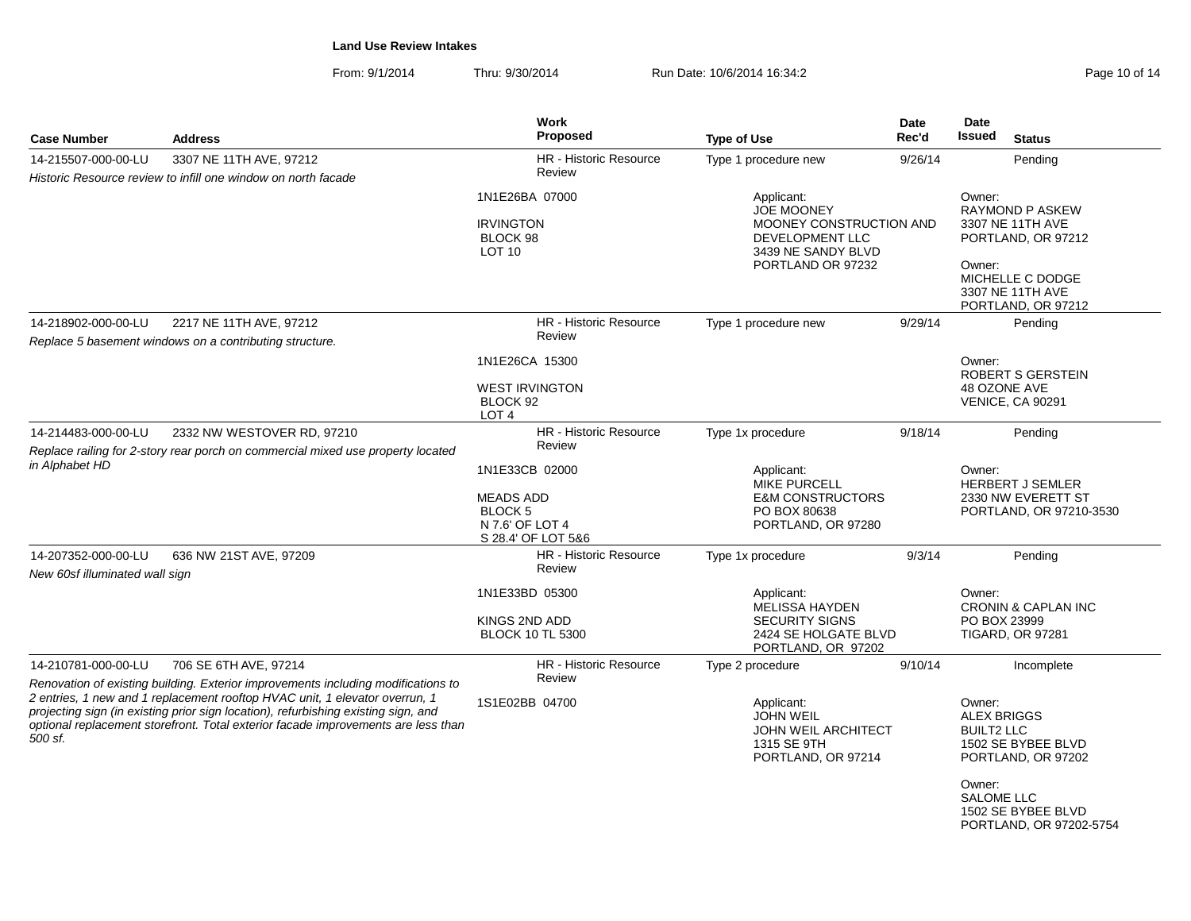**Land Use Review Intakes**

From: 9/1/2014 Thru: 9/30/2014 Run Date: 10/6/2014 16:34:2

| Case Number | Address | Work Proposed | Type of Use | Date Rec'd | Date Issued | Status |
|---|---|---|---|---|---|---|
| 14-215507-000-00-LU | 3307 NE 11TH AVE, 97212 | HR - Historic Resource Review | Type 1 procedure new | 9/26/14 | | Pending |
| *Historic Resource review to infill one window on north facade* | | 1N1E26BA 07000<br><br>IRVINGTON<br>BLOCK 98<br>LOT 10 | Applicant:<br>JOE MOONEY<br>MOONEY CONSTRUCTION AND DEVELOPMENT LLC<br>3439 NE SANDY BLVD<br>PORTLAND OR 97232 | | Owner:<br>RAYMOND P ASKEW<br>3307 NE 11TH AVE<br>PORTLAND, OR 97212<br><br>Owner:<br>MICHELLE C DODGE<br>3307 NE 11TH AVE<br>PORTLAND, OR 97212 | |
| 14-218902-000-00-LU | 2217 NE 11TH AVE, 97212 | HR - Historic Resource Review | Type 1 procedure new | 9/29/14 | | Pending |
| *Replace 5 basement windows on a contributing structure.* | | 1N1E26CA 15300<br><br>WEST IRVINGTON<br>BLOCK 92<br>LOT 4 | | | Owner:<br>ROBERT S GERSTEIN<br>48 OZONE AVE<br>VENICE, CA 90291 | |
| 14-214483-000-00-LU | 2332 NW WESTOVER RD, 97210 | HR - Historic Resource Review | Type 1x procedure | 9/18/14 | | Pending |
| *Replace railing for 2-story rear porch on commercial mixed use property located in Alphabet HD* | | 1N1E33CB 02000<br><br>MEADS ADD<br>BLOCK 5<br>N 7.6' OF LOT 4<br>S 28.4' OF LOT 5&6 | Applicant:<br>MIKE PURCELL<br>E&M CONSTRUCTORS<br>PO BOX 80638<br>PORTLAND, OR 97280 | | Owner:<br>HERBERT J SEMLER<br>2330 NW EVERETT ST<br>PORTLAND, OR 97210-3530 | |
| 14-207352-000-00-LU | 636 NW 21ST AVE, 97209 | HR - Historic Resource Review | Type 1x procedure | 9/3/14 | | Pending |
| *New 60sf illuminated wall sign* | | 1N1E33BD 05300<br><br>KINGS 2ND ADD<br>BLOCK 10 TL 5300 | Applicant:<br>MELISSA HAYDEN<br>SECURITY SIGNS<br>2424 SE HOLGATE BLVD<br>PORTLAND, OR 97202 | | Owner:<br>CRONIN & CAPLAN INC<br>PO BOX 23999<br>TIGARD, OR 97281 | |
| 14-210781-000-00-LU | 706 SE 6TH AVE, 97214 | HR - Historic Resource Review | Type 2 procedure | 9/10/14 | | Incomplete |
| *Renovation of existing building. Exterior improvements including modifications to 2 entries, 1 new and 1 replacement rooftop HVAC unit, 1 elevator overrun, 1 projecting sign (in existing prior sign location), refurbishing existing sign, and optional replacement storefront. Total exterior facade improvements are less than 500 sf.* | | 1S1E02BB 04700 | Applicant:<br>JOHN WEIL<br>JOHN WEIL ARCHITECT<br>1315 SE 9TH<br>PORTLAND, OR 97214 | | Owner:<br>ALEX BRIGGS<br>BUILT2 LLC<br>1502 SE BYBEE BLVD<br>PORTLAND, OR 97202<br><br>Owner:<br>SALOME LLC<br>1502 SE BYBEE BLVD<br>PORTLAND, OR 97202-5754 | |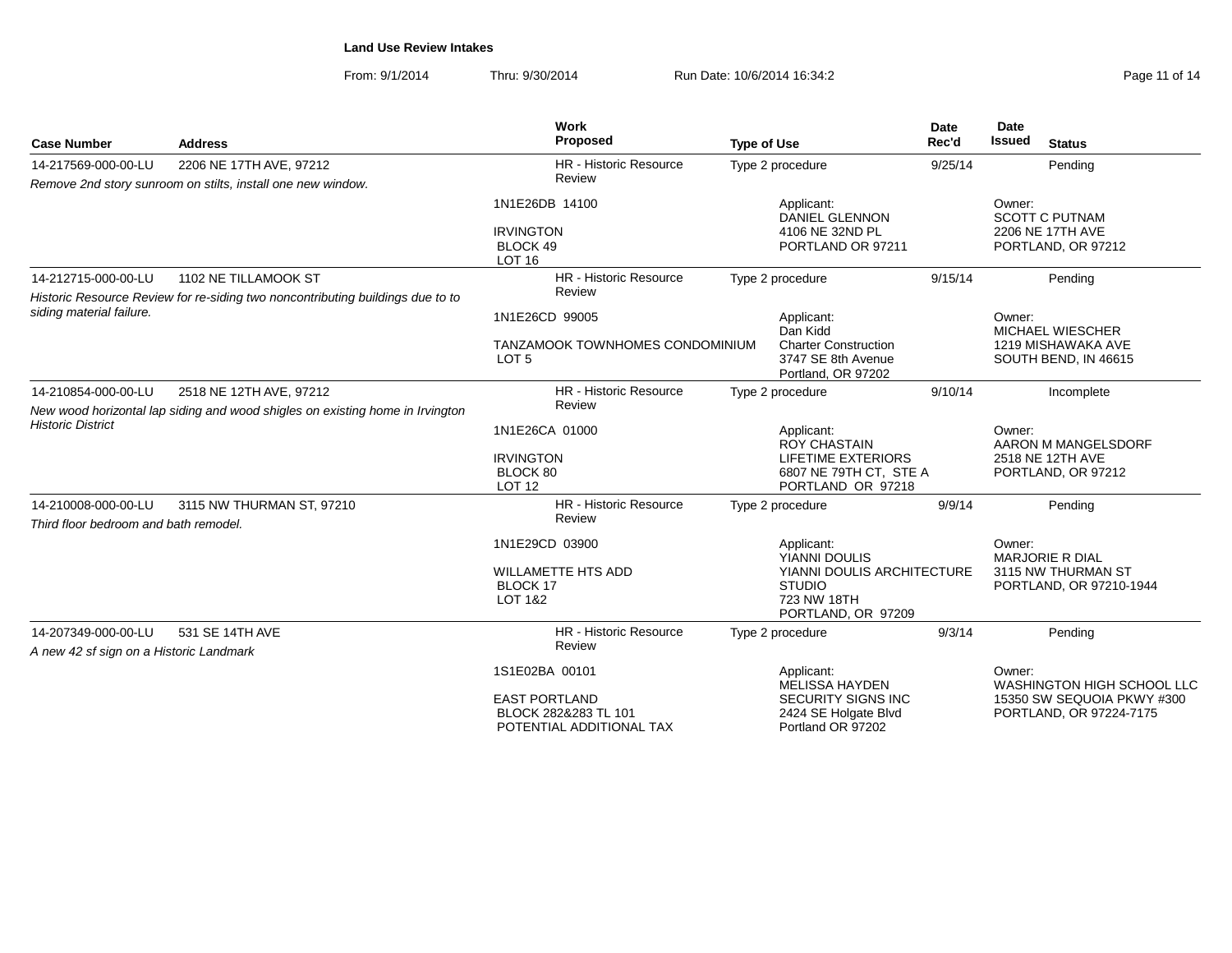**Land Use Review Intakes**

From: 9/1/2014 Thru: 9/30/2014 Run Date: 10/6/2014 16:34:2

| Case Number | Address | Work Proposed | Type of Use | Date Rec'd | Date Issued | Status |
|---|---|---|---|---|---|---|
| 14-217569-000-00-LU | 2206 NE 17TH AVE, 97212 | HR - Historic Resource Review | Type 2 procedure | 9/25/14 | | Pending |
| *Remove 2nd story sunroom on stilts, install one new window.* | | 1N1E26DB 14100<br><br>IRVINGTON<br>BLOCK 49<br>LOT 16 | Applicant:<br>DANIEL GLENNON<br>4106 NE 32ND PL<br>PORTLAND OR 97211 | | Owner:<br>SCOTT C PUTNAM<br>2206 NE 17TH AVE<br>PORTLAND, OR 97212 | |
| 14-212715-000-00-LU | 1102 NE TILLAMOOK ST | HR - Historic Resource Review | Type 2 procedure | 9/15/14 | | Pending |
| *Historic Resource Review for re-siding two noncontributing buildings due to to siding material failure.* | | 1N1E26CD 99005<br><br>TANZAMOOK TOWNHOMES CONDOMINIUM<br>LOT 5 | Applicant:<br>Dan Kidd<br>Charter Construction<br>3747 SE 8th Avenue<br>Portland, OR 97202 | | Owner:<br>MICHAEL WIESCHER<br>1219 MISHAWAKA AVE<br>SOUTH BEND, IN 46615 | |
| 14-210854-000-00-LU | 2518 NE 12TH AVE, 97212 | HR - Historic Resource Review | Type 2 procedure | 9/10/14 | | Incomplete |
| *New wood horizontal lap siding and wood shigles on existing home in Irvington Historic District* | | 1N1E26CA 01000<br><br>IRVINGTON<br>BLOCK 80<br>LOT 12 | Applicant:<br>ROY CHASTAIN<br>LIFETIME EXTERIORS<br>6807 NE 79TH CT, STE A<br>PORTLAND OR 97218 | | Owner:<br>AARON M MANGELSDORF<br>2518 NE 12TH AVE<br>PORTLAND, OR 97212 | |
| 14-210008-000-00-LU | 3115 NW THURMAN ST, 97210 | HR - Historic Resource Review | Type 2 procedure | 9/9/14 | | Pending |
| *Third floor bedroom and bath remodel.* | | 1N1E29CD 03900<br><br>WILLAMETTE HTS ADD<br>BLOCK 17<br>LOT 1&2 | Applicant:<br>YIANNI DOULIS<br>YIANNI DOULIS ARCHITECTURE STUDIO<br>723 NW 18TH<br>PORTLAND, OR 97209 | | Owner:<br>MARJORIE R DIAL<br>3115 NW THURMAN ST<br>PORTLAND, OR 97210-1944 | |
| 14-207349-000-00-LU | 531 SE 14TH AVE | HR - Historic Resource Review | Type 2 procedure | 9/3/14 | | Pending |
| *A new 42 sf sign on a Historic Landmark* | | 1S1E02BA 00101<br><br>EAST PORTLAND<br>BLOCK 282&283 TL 101<br>POTENTIAL ADDITIONAL TAX | Applicant:<br>MELISSA HAYDEN<br>SECURITY SIGNS INC<br>2424 SE Holgate Blvd<br>Portland OR 97202 | | Owner:<br>WASHINGTON HIGH SCHOOL LLC<br>15350 SW SEQUOIA PKWY #300<br>PORTLAND, OR 97224-7175 | |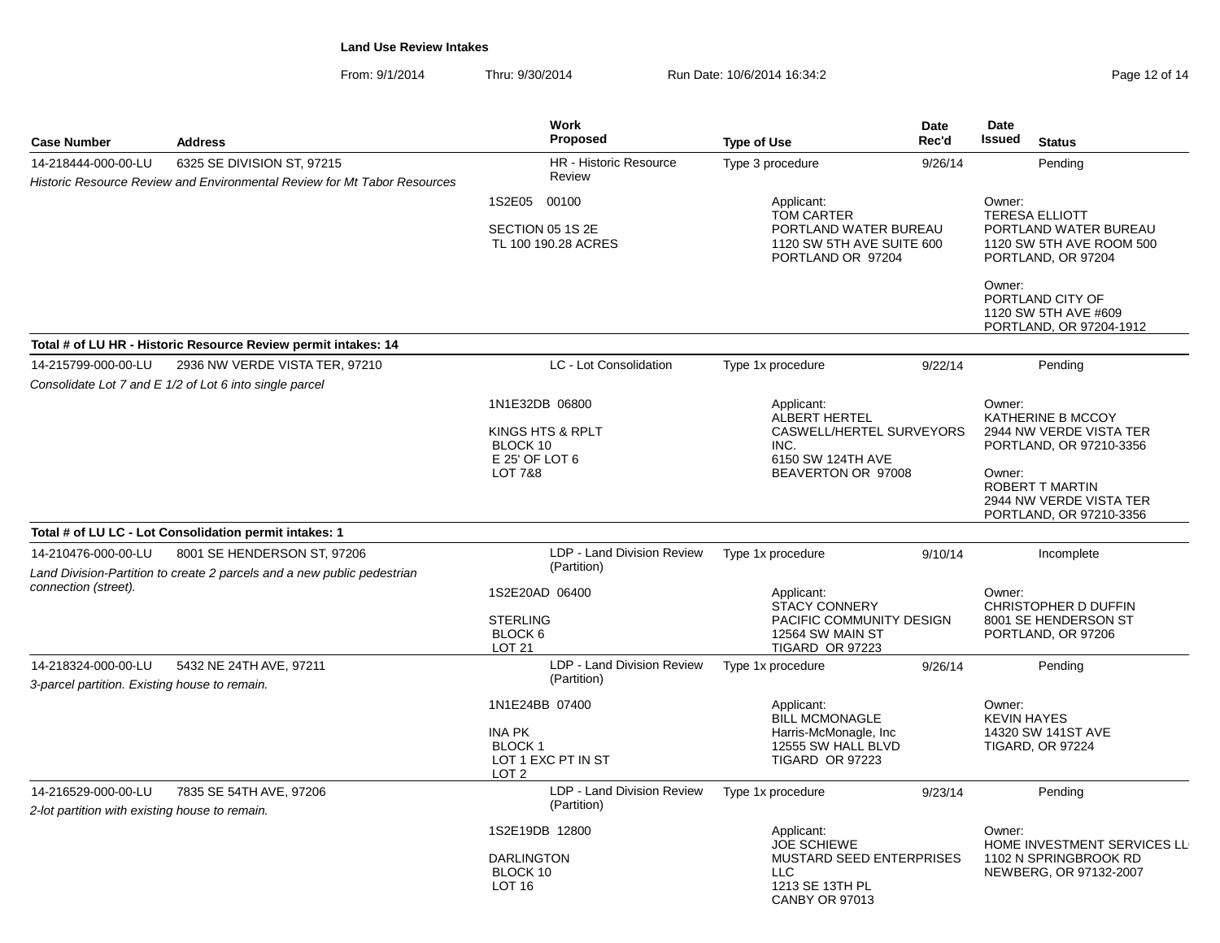**Land Use Review Intakes**

From: 9/1/2014 Thru: 9/30/2014 Run Date: 10/6/2014 16:34:2

| Case Number | Address | Work Proposed | Type of Use | Date Rec'd | Date Issued | Status |
|---|---|---|---|---|---|---|
| 14-218444-000-00-LU | 6325 SE DIVISION ST, 97215 | HR - Historic Resource Review | Type 3 procedure | 9/26/14 | | Pending |
| *Historic Resource Review and Environmental Review for Mt Tabor Resources* | | 1S2E05 00100<br>SECTION 05 1S 2E<br>TL 100 190.28 ACRES | Applicant:<br>TOM CARTER<br>PORTLAND WATER BUREAU<br>1120 SW 5TH AVE SUITE 600<br>PORTLAND OR 97204 | | Owner:<br>TERESA ELLIOTT<br>PORTLAND WATER BUREAU<br>1120 SW 5TH AVE ROOM 500<br>PORTLAND, OR 97204<br>Owner:<br>PORTLAND CITY OF<br>1120 SW 5TH AVE #609<br>PORTLAND, OR 97204-1912 | |
| **Total # of LU HR - Historic Resource Review permit intakes: 14** | | | | | | |
| 14-215799-000-00-LU | 2936 NW VERDE VISTA TER, 97210 | LC - Lot Consolidation | Type 1x procedure | 9/22/14 | | Pending |
| *Consolidate Lot 7 and E 1/2 of Lot 6 into single parcel* | | 1N1E32DB 06800<br>KINGS HTS & RPLT<br>BLOCK 10<br>E 25' OF LOT 6<br>LOT 7&8 | Applicant:<br>ALBERT HERTEL<br>CASWELL/HERTEL SURVEYORS INC.<br>6150 SW 124TH AVE<br>BEAVERTON OR 97008 | | Owner:<br>KATHERINE B MCCOY<br>2944 NW VERDE VISTA TER<br>PORTLAND, OR 97210-3356<br>Owner:<br>ROBERT T MARTIN<br>2944 NW VERDE VISTA TER<br>PORTLAND, OR 97210-3356 | |
| **Total # of LU LC - Lot Consolidation permit intakes: 1** | | | | | | |
| 14-210476-000-00-LU | 8001 SE HENDERSON ST, 97206 | LDP - Land Division Review (Partition) | Type 1x procedure | 9/10/14 | | Incomplete |
| *Land Division-Partition to create 2 parcels and a new public pedestrian connection (street).* | | 1S2E20AD 06400<br>STERLING<br>BLOCK 6<br>LOT 21 | Applicant:<br>STACY CONNERY<br>PACIFIC COMMUNITY DESIGN<br>12564 SW MAIN ST<br>TIGARD OR 97223 | | Owner:<br>CHRISTOPHER D DUFFIN<br>8001 SE HENDERSON ST<br>PORTLAND, OR 97206 | |
| 14-218324-000-00-LU | 5432 NE 24TH AVE, 97211 | LDP - Land Division Review (Partition) | Type 1x procedure | 9/26/14 | | Pending |
| *3-parcel partition. Existing house to remain.* | | 1N1E24BB 07400<br>INA PK<br>BLOCK 1<br>LOT 1 EXC PT IN ST<br>LOT 2 | Applicant:<br>BILL MCMONAGLE<br>Harris-McMonagle, Inc<br>12555 SW HALL BLVD<br>TIGARD OR 97223 | | Owner:<br>KEVIN HAYES<br>14320 SW 141ST AVE<br>TIGARD, OR 97224 | |
| 14-216529-000-00-LU | 7835 SE 54TH AVE, 97206 | LDP - Land Division Review (Partition) | Type 1x procedure | 9/23/14 | | Pending |
| *2-lot partition with existing house to remain.* | | 1S2E19DB 12800<br>DARLINGTON<br>BLOCK 10<br>LOT 16 | Applicant:<br>JOE SCHIEWE<br>MUSTARD SEED ENTERPRISES LLC<br>1213 SE 13TH PL<br>CANBY OR 97013 | | Owner:<br>HOME INVESTMENT SERVICES LL<br>1102 N SPRINGBROOK RD<br>NEWBERG, OR 97132-2007 | |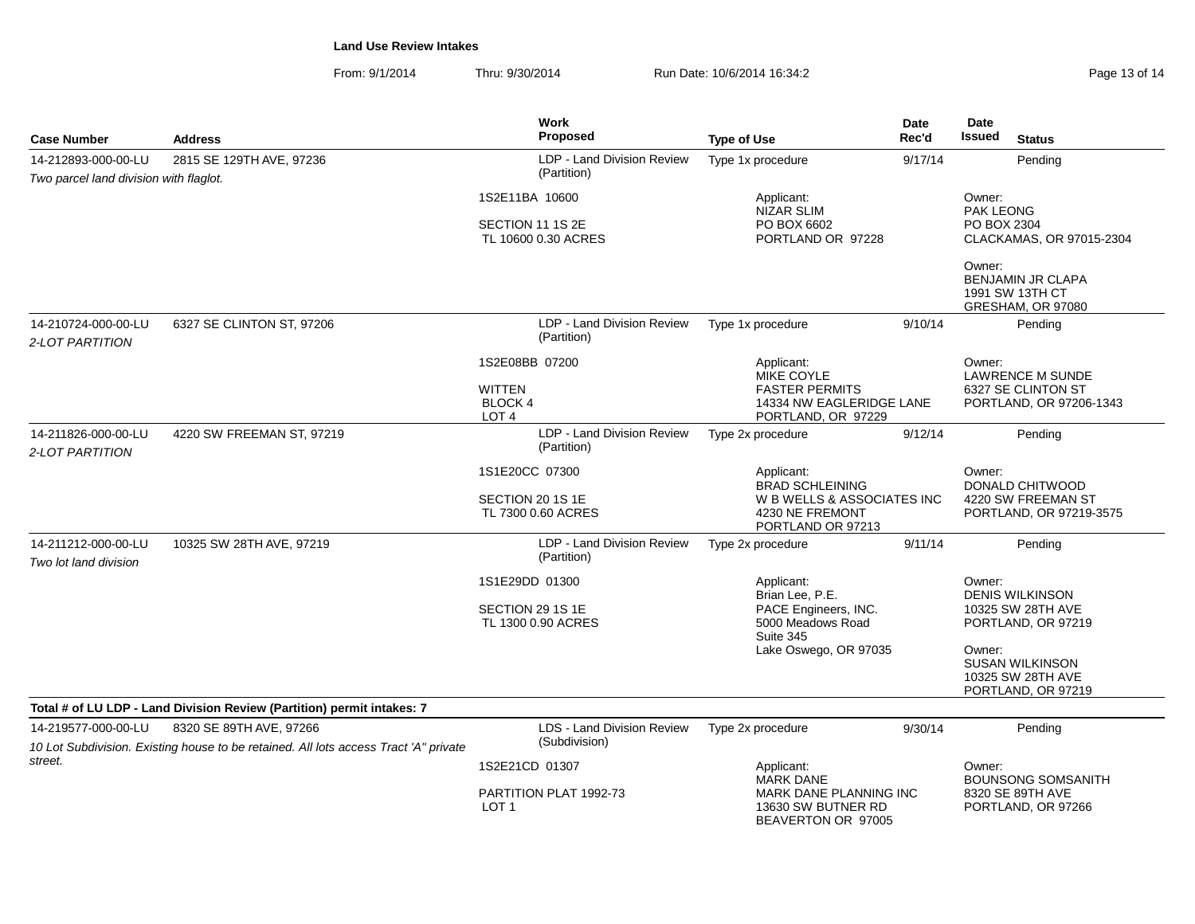**Land Use Review Intakes**

From: 9/1/2014 Thru: 9/30/2014 Run Date: 10/6/2014 16:34:2

| Case Number | Address | Work Proposed | Type of Use | Date Rec'd | Date Issued | Status |
|---|---|---|---|---|---|---|
| 14-212893-000-00-LU | 2815 SE 129TH AVE, 97236 | LDP - Land Division Review (Partition) | Type 1x procedure | 9/17/14 | | Pending |
| *Two parcel land division with flaglot.* | | 1S2E11BA 10600<br>SECTION 11 1S 2E<br>TL 10600 0.30 ACRES | Applicant:<br>NIZAR SLIM<br>PO BOX 6602<br>PORTLAND OR 97228 | | Owner:<br>PAK LEONG<br>PO BOX 2304<br>CLACKAMAS, OR 97015-2304<br>Owner:<br>BENJAMIN JR CLAPA<br>1991 SW 13TH CT<br>GRESHAM, OR 97080 | |
| 14-210724-000-00-LU | 6327 SE CLINTON ST, 97206 | LDP - Land Division Review (Partition) | Type 1x procedure | 9/10/14 | | Pending |
| *2-LOT PARTITION* | | 1S2E08BB 07200<br>WITTEN<br>BLOCK 4<br>LOT 4 | Applicant:<br>MIKE COYLE<br>FASTER PERMITS<br>14334 NW EAGLERIDGE LANE<br>PORTLAND, OR 97229 | | Owner:<br>LAWRENCE M SUNDE<br>6327 SE CLINTON ST<br>PORTLAND, OR 97206-1343 | |
| 14-211826-000-00-LU | 4220 SW FREEMAN ST, 97219 | LDP - Land Division Review (Partition) | Type 2x procedure | 9/12/14 | | Pending |
| *2-LOT PARTITION* | | 1S1E20CC 07300<br>SECTION 20 1S 1E<br>TL 7300 0.60 ACRES | Applicant:<br>BRAD SCHLEINING<br>W B WELLS & ASSOCIATES INC<br>4230 NE FREMONT<br>PORTLAND OR 97213 | | Owner:<br>DONALD CHITWOOD<br>4220 SW FREEMAN ST<br>PORTLAND, OR 97219-3575 | |
| 14-211212-000-00-LU | 10325 SW 28TH AVE, 97219 | LDP - Land Division Review (Partition) | Type 2x procedure | 9/11/14 | | Pending |
| *Two lot land division* | | 1S1E29DD 01300<br>SECTION 29 1S 1E<br>TL 1300 0.90 ACRES | Applicant:<br>Brian Lee, P.E.<br>PACE Engineers, INC.<br>5000 Meadows Road<br>Suite 345<br>Lake Oswego, OR 97035 | | Owner:<br>DENIS WILKINSON<br>10325 SW 28TH AVE<br>PORTLAND, OR 97219<br>Owner:<br>SUSAN WILKINSON<br>10325 SW 28TH AVE<br>PORTLAND, OR 97219 | |

**Total # of LU LDP - Land Division Review (Partition) permit intakes: 7**

| Case Number | Address | Work Proposed | Type of Use | Date Rec'd | Date Issued | Status |
|---|---|---|---|---|---|---|
| 14-219577-000-00-LU | 8320 SE 89TH AVE, 97266 | LDS - Land Division Review (Subdivision) | Type 2x procedure | 9/30/14 | | Pending |
| *10 Lot Subdivision. Existing house to be retained. All lots access Tract 'A" private street.* | | 1S2E21CD 01307<br>PARTITION PLAT 1992-73<br>LOT 1 | Applicant:<br>MARK DANE<br>MARK DANE PLANNING INC<br>13630 SW BUTNER RD<br>BEAVERTON OR 97005 | | Owner:<br>BOUNSONG SOMSANITH<br>8320 SE 89TH AVE<br>PORTLAND, OR 97266 | |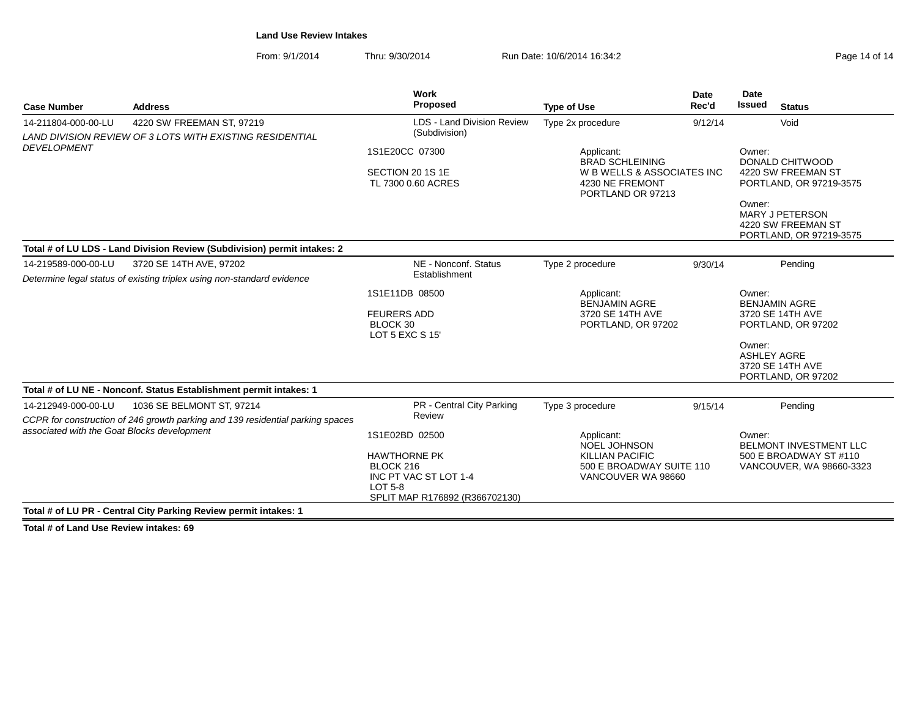**Land Use Review Intakes**

From: 9/1/2014 Thru: 9/30/2014 Run Date: 10/6/2014 16:34:2

| Case Number | Address | Work Proposed | Type of Use | Date Rec'd | Date Issued | Status |
|---|---|---|---|---|---|---|
| 14-211804-000-00-LU | 4220 SW FREEMAN ST, 97219 | LDS - Land Division Review (Subdivision) | Type 2x procedure | 9/12/14 | | Void |
| | *LAND DIVISION REVIEW OF 3 LOTS WITH EXISTING RESIDENTIAL DEVELOPMENT* | 1S1E20CC 07300<br>SECTION 20 1S 1E<br>TL 7300 0.60 ACRES | Applicant:<br>BRAD SCHLEINING<br>W B WELLS & ASSOCIATES INC<br>4230 NE FREMONT<br>PORTLAND OR 97213 | | Owner:<br>DONALD CHITWOOD<br>4220 SW FREEMAN ST<br>PORTLAND, OR 97219-3575<br>Owner:<br>MARY J PETERSON<br>4220 SW FREEMAN ST<br>PORTLAND, OR 97219-3575 | |
| **Total # of LU LDS - Land Division Review (Subdivision) permit intakes: 2** | | | | | | |
| 14-219589-000-00-LU | 3720 SE 14TH AVE, 97202 | NE - Nonconf. Status Establishment | Type 2 procedure | 9/30/14 | | Pending |
| | *Determine legal status of existing triplex using non-standard evidence* | 1S1E11DB 08500<br>FEURERS ADD<br>BLOCK 30<br>LOT 5 EXC S 15' | Applicant:<br>BENJAMIN AGRE<br>3720 SE 14TH AVE<br>PORTLAND, OR 97202 | | Owner:<br>BENJAMIN AGRE<br>3720 SE 14TH AVE<br>PORTLAND, OR 97202<br>Owner:<br>ASHLEY AGRE<br>3720 SE 14TH AVE<br>PORTLAND, OR 97202 | |
| **Total # of LU NE - Nonconf. Status Establishment permit intakes: 1** | | | | | | |
| 14-212949-000-00-LU | 1036 SE BELMONT ST, 97214 | PR - Central City Parking Review | Type 3 procedure | 9/15/14 | | Pending |
| | *CCPR for construction of 246 growth parking and 139 residential parking spaces associated with the Goat Blocks development* | 1S1E02BD 02500<br>HAWTHORNE PK<br>BLOCK 216<br>INC PT VAC ST LOT 1-4<br>LOT 5-8<br>SPLIT MAP R176892 (R366702130) | Applicant:<br>NOEL JOHNSON<br>KILLIAN PACIFIC<br>500 E BROADWAY SUITE 110<br>VANCOUVER WA 98660 | | Owner:<br>BELMONT INVESTMENT LLC<br>500 E BROADWAY ST #110<br>VANCOUVER, WA 98660-3323 | |
| **Total # of LU PR - Central City Parking Review permit intakes: 1** | | | | | | |

**Total # of Land Use Review intakes: 69**